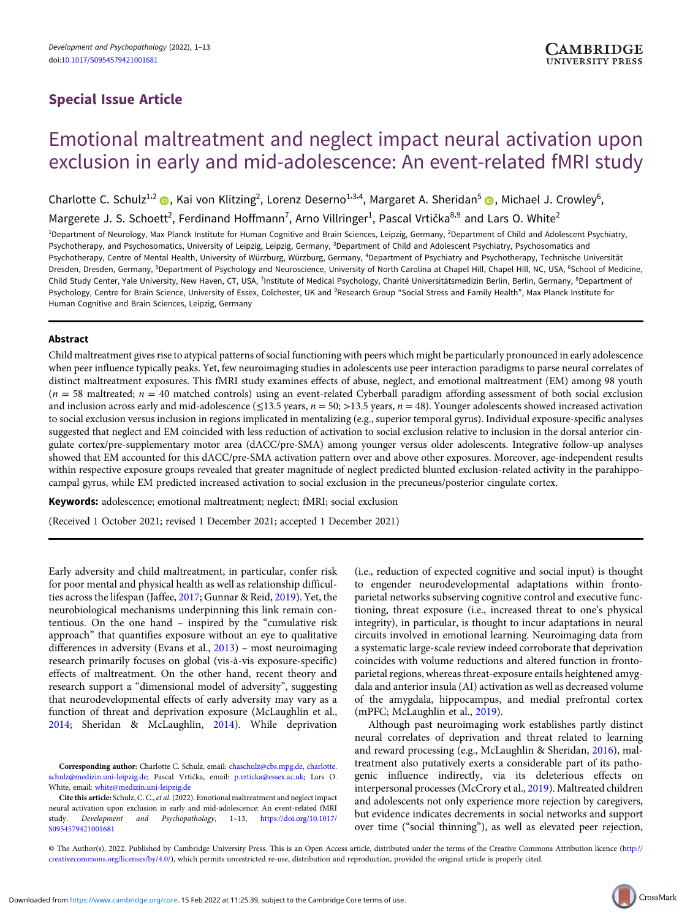Special Issue Article

# Emotional maltreatment and neglect impact neural activation upon exclusion in early and mid-adolescence: An event-related fMRI study

Charlotte C. Schulz[1,2], Kai von Klitzing[2], Lorenz Deserno[1,3,4], Margaret A. Sheridan[5], Michael J. Crowley[6], Margerete J. S. Schoett[2], Ferdinand Hoffmann[7], Arno Villringer[1], Pascal Vrtička[8,9] and Lars O. White[2]

[1]Department of Neurology, Max Planck Institute for Human Cognitive and Brain Sciences, Leipzig, Germany, [2]Department of Child and Adolescent Psychiatry, Psychotherapy, and Psychosomatics, University of Leipzig, Leipzig, Germany, [3]Department of Child and Adolescent Psychiatry, Psychosomatics and Psychotherapy, Centre of Mental Health, University of Würzburg, Würzburg, Germany, [4]Department of Psychiatry and Psychotherapy, Technische Universität Dresden, Dresden, Germany, [5]Department of Psychology and Neuroscience, University of North Carolina at Chapel Hill, Chapel Hill, NC, USA, [6]School of Medicine, Child Study Center, Yale University, New Haven, CT, USA, [7]Institute of Medical Psychology, Charité Universitätsmedizin Berlin, Berlin, Germany, [8]Department of Psychology, Centre for Brain Science, University of Essex, Colchester, UK and [9]Research Group "Social Stress and Family Health", Max Planck Institute for Human Cognitive and Brain Sciences, Leipzig, Germany

## Abstract

Child maltreatment gives rise to atypical patterns of social functioning with peers which might be particularly pronounced in early adolescence when peer influence typically peaks. Yet, few neuroimaging studies in adolescents use peer interaction paradigms to parse neural correlates of distinct maltreatment exposures. This fMRI study examines effects of abuse, neglect, and emotional maltreatment (EM) among 98 youth ($n = 58$ maltreated; $n = 40$ matched controls) using an event-related Cyberball paradigm affording assessment of both social exclusion and inclusion across early and mid-adolescence (≤13.5 years, $n = 50$; >13.5 years, $n = 48$). Younger adolescents showed increased activation to social exclusion versus inclusion in regions implicated in mentalizing (e.g., superior temporal gyrus). Individual exposure-specific analyses suggested that neglect and EM coincided with less reduction of activation to social exclusion relative to inclusion in the dorsal anterior cingulate cortex/pre-supplementary motor area (dACC/pre-SMA) among younger versus older adolescents. Integrative follow-up analyses showed that EM accounted for this dACC/pre-SMA activation pattern over and above other exposures. Moreover, age-independent results within respective exposure groups revealed that greater magnitude of neglect predicted blunted exclusion-related activity in the parahippocampal gyrus, while EM predicted increased activation to social exclusion in the precuneus/posterior cingulate cortex.

**Keywords:** adolescence; emotional maltreatment; neglect; fMRI; social exclusion

(Received 1 October 2021; revised 1 December 2021; accepted 1 December 2021)

Early adversity and child maltreatment, in particular, confer risk for poor mental and physical health as well as relationship difficulties across the lifespan (Jaffee, 2017; Gunnar & Reid, 2019). Yet, the neurobiological mechanisms underpinning this link remain contentious. On the one hand – inspired by the "cumulative risk approach" that quantifies exposure without an eye to qualitative differences in adversity (Evans et al., 2013) – most neuroimaging research primarily focuses on global (vis-à-vis exposure-specific) effects of maltreatment. On the other hand, recent theory and research support a "dimensional model of adversity", suggesting that neurodevelopmental effects of early adversity may vary as a function of threat and deprivation exposure (McLaughlin et al., 2014; Sheridan & McLaughlin, 2014). While deprivation (i.e., reduction of expected cognitive and social input) is thought to engender neurodevelopmental adaptations within fronto-parietal networks subserving cognitive control and executive functioning, threat exposure (i.e., increased threat to one's physical integrity), in particular, is thought to incur adaptations in neural circuits involved in emotional learning. Neuroimaging data from a systematic large-scale review indeed corroborate that deprivation coincides with volume reductions and altered function in fronto-parietal regions, whereas threat-exposure entails heightened amygdala and anterior insula (AI) activation as well as decreased volume of the amygdala, hippocampus, and medial prefrontal cortex (mPFC; McLaughlin et al., 2019).

Although past neuroimaging work establishes partly distinct neural correlates of deprivation and threat related to learning and reward processing (e.g., McLaughlin & Sheridan, 2016), maltreatment also putatively exerts a considerable part of its pathogenic influence indirectly, via its deleterious effects on interpersonal processes (McCrory et al., 2019). Maltreated children and adolescents not only experience more rejection by caregivers, but evidence indicates decrements in social networks and support over time ("social thinning"), as well as elevated peer rejection,

**Corresponding author:** Charlotte C. Schulz, email: chaschulz@cbs.mpg.de, charlotte.schulz@medizin.uni-leipzig.de; Pascal Vrtička, email: p.vrticka@essex.ac.uk; Lars O. White, email: white@medizin.uni-leipzig.de

**Cite this article:** Schulz, C. C., *et al.* (2022). Emotional maltreatment and neglect impact neural activation upon exclusion in early and mid-adolescence: An event-related fMRI study. *Development and Psychopathology*, 1–13, https://doi.org/10.1017/S0954579421001681

© The Author(s), 2022. Published by Cambridge University Press. This is an Open Access article, distributed under the terms of the Creative Commons Attribution licence (http://creativecommons.org/licenses/by/4.0/), which permits unrestricted re-use, distribution and reproduction, provided the original article is properly cited.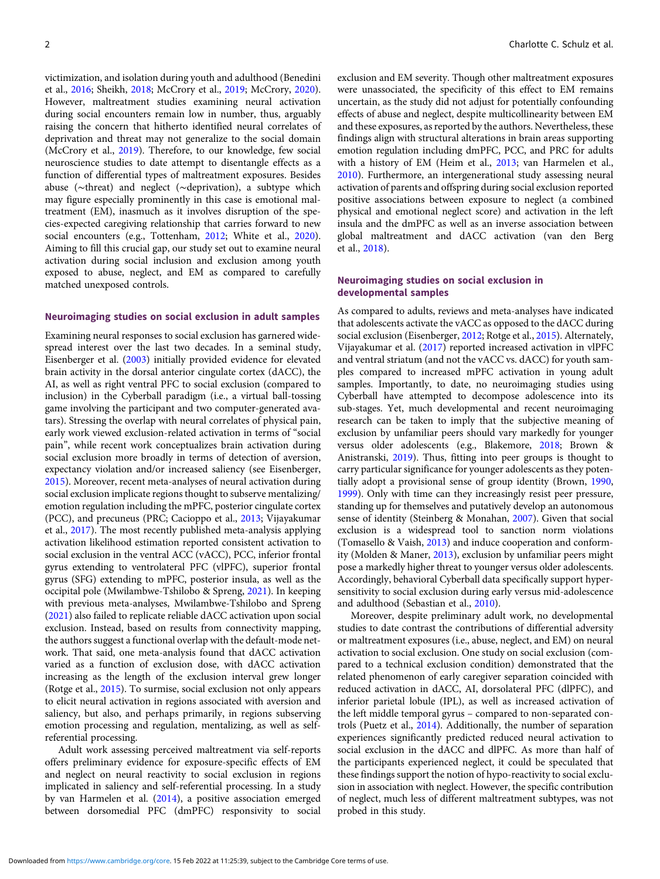victimization, and isolation during youth and adulthood (Benedini et al., 2016; Sheikh, 2018; McCrory et al., 2019; McCrory, 2020). However, maltreatment studies examining neural activation during social encounters remain low in number, thus, arguably raising the concern that hitherto identified neural correlates of deprivation and threat may not generalize to the social domain (McCrory et al., 2019). Therefore, to our knowledge, few social neuroscience studies to date attempt to disentangle effects as a function of differential types of maltreatment exposures. Besides abuse (∼threat) and neglect (∼deprivation), a subtype which may figure especially prominently in this case is emotional maltreatment (EM), inasmuch as it involves disruption of the species-expected caregiving relationship that carries forward to new social encounters (e.g., Tottenham, 2012; White et al., 2020). Aiming to fill this crucial gap, our study set out to examine neural activation during social inclusion and exclusion among youth exposed to abuse, neglect, and EM as compared to carefully matched unexposed controls.

## Neuroimaging studies on social exclusion in adult samples

Examining neural responses to social exclusion has garnered widespread interest over the last two decades. In a seminal study, Eisenberger et al. (2003) initially provided evidence for elevated brain activity in the dorsal anterior cingulate cortex (dACC), the AI, as well as right ventral PFC to social exclusion (compared to inclusion) in the Cyberball paradigm (i.e., a virtual ball-tossing game involving the participant and two computer-generated avatars). Stressing the overlap with neural correlates of physical pain, early work viewed exclusion-related activation in terms of "social pain", while recent work conceptualizes brain activation during social exclusion more broadly in terms of detection of aversion, expectancy violation and/or increased saliency (see Eisenberger, 2015). Moreover, recent meta-analyses of neural activation during social exclusion implicate regions thought to subserve mentalizing/emotion regulation including the mPFC, posterior cingulate cortex (PCC), and precuneus (PRC; Cacioppo et al., 2013; Vijayakumar et al., 2017). The most recently published meta-analysis applying activation likelihood estimation reported consistent activation to social exclusion in the ventral ACC (vACC), PCC, inferior frontal gyrus extending to ventrolateral PFC (vlPFC), superior frontal gyrus (SFG) extending to mPFC, posterior insula, as well as the occipital pole (Mwilambwe-Tshilobo & Spreng, 2021). In keeping with previous meta-analyses, Mwilambwe-Tshilobo and Spreng (2021) also failed to replicate reliable dACC activation upon social exclusion. Instead, based on results from connectivity mapping, the authors suggest a functional overlap with the default-mode network. That said, one meta-analysis found that dACC activation varied as a function of exclusion dose, with dACC activation increasing as the length of the exclusion interval grew longer (Rotge et al., 2015). To surmise, social exclusion not only appears to elicit neural activation in regions associated with aversion and saliency, but also, and perhaps primarily, in regions subserving emotion processing and regulation, mentalizing, as well as self-referential processing.

Adult work assessing perceived maltreatment via self-reports offers preliminary evidence for exposure-specific effects of EM and neglect on neural reactivity to social exclusion in regions implicated in saliency and self-referential processing. In a study by van Harmelen et al. (2014), a positive association emerged between dorsomedial PFC (dmPFC) responsivity to social exclusion and EM severity. Though other maltreatment exposures were unassociated, the specificity of this effect to EM remains uncertain, as the study did not adjust for potentially confounding effects of abuse and neglect, despite multicollinearity between EM and these exposures, as reported by the authors. Nevertheless, these findings align with structural alterations in brain areas supporting emotion regulation including dmPFC, PCC, and PRC for adults with a history of EM (Heim et al., 2013; van Harmelen et al., 2010). Furthermore, an intergenerational study assessing neural activation of parents and offspring during social exclusion reported positive associations between exposure to neglect (a combined physical and emotional neglect score) and activation in the left insula and the dmPFC as well as an inverse association between global maltreatment and dACC activation (van den Berg et al., 2018).

## Neuroimaging studies on social exclusion in developmental samples

As compared to adults, reviews and meta-analyses have indicated that adolescents activate the vACC as opposed to the dACC during social exclusion (Eisenberger, 2012; Rotge et al., 2015). Alternately, Vijayakumar et al. (2017) reported increased activation in vlPFC and ventral striatum (and not the vACC vs. dACC) for youth samples compared to increased mPFC activation in young adult samples. Importantly, to date, no neuroimaging studies using Cyberball have attempted to decompose adolescence into its sub-stages. Yet, much developmental and recent neuroimaging research can be taken to imply that the subjective meaning of exclusion by unfamiliar peers should vary markedly for younger versus older adolescents (e.g., Blakemore, 2018; Brown & Anistranski, 2019). Thus, fitting into peer groups is thought to carry particular significance for younger adolescents as they potentially adopt a provisional sense of group identity (Brown, 1990, 1999). Only with time can they increasingly resist peer pressure, standing up for themselves and putatively develop an autonomous sense of identity (Steinberg & Monahan, 2007). Given that social exclusion is a widespread tool to sanction norm violations (Tomasello & Vaish, 2013) and induce cooperation and conformity (Molden & Maner, 2013), exclusion by unfamiliar peers might pose a markedly higher threat to younger versus older adolescents. Accordingly, behavioral Cyberball data specifically support hypersensitivity to social exclusion during early versus mid-adolescence and adulthood (Sebastian et al., 2010).

Moreover, despite preliminary adult work, no developmental studies to date contrast the contributions of differential adversity or maltreatment exposures (i.e., abuse, neglect, and EM) on neural activation to social exclusion. One study on social exclusion (compared to a technical exclusion condition) demonstrated that the related phenomenon of early caregiver separation coincided with reduced activation in dACC, AI, dorsolateral PFC (dlPFC), and inferior parietal lobule (IPL), as well as increased activation of the left middle temporal gyrus – compared to non-separated controls (Puetz et al., 2014). Additionally, the number of separation experiences significantly predicted reduced neural activation to social exclusion in the dACC and dlPFC. As more than half of the participants experienced neglect, it could be speculated that these findings support the notion of hypo-reactivity to social exclusion in association with neglect. However, the specific contribution of neglect, much less of different maltreatment subtypes, was not probed in this study.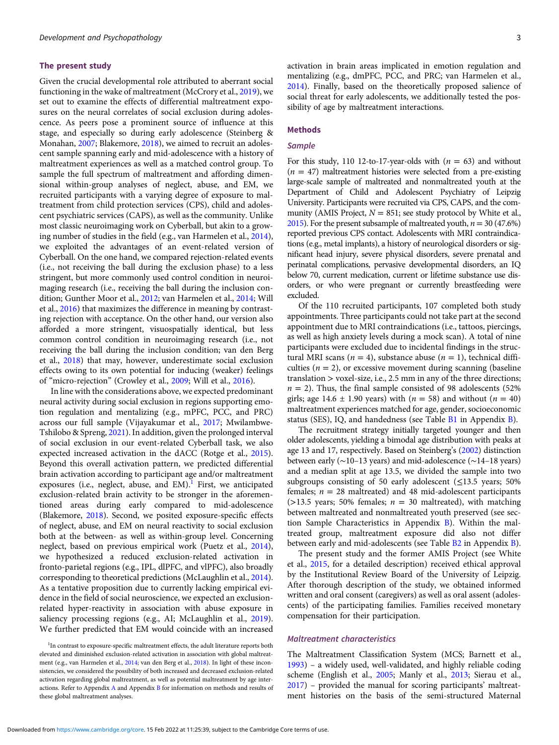### The present study

Given the crucial developmental role attributed to aberrant social functioning in the wake of maltreatment (McCrory et al., 2019), we set out to examine the effects of differential maltreatment exposures on the neural correlates of social exclusion during adolescence. As peers pose a prominent source of influence at this stage, and especially so during early adolescence (Steinberg & Monahan, 2007; Blakemore, 2018), we aimed to recruit an adolescent sample spanning early and mid-adolescence with a history of maltreatment experiences as well as a matched control group. To sample the full spectrum of maltreatment and affording dimensional within-group analyses of neglect, abuse, and EM, we recruited participants with a varying degree of exposure to maltreatment from child protection services (CPS), child and adolescent psychiatric services (CAPS), as well as the community. Unlike most classic neuroimaging work on Cyberball, but akin to a growing number of studies in the field (e.g., van Harmelen et al., 2014), we exploited the advantages of an event-related version of Cyberball. On the one hand, we compared rejection-related events (i.e., not receiving the ball during the exclusion phase) to a less stringent, but more commonly used control condition in neuroimaging research (i.e., receiving the ball during the inclusion condition; Gunther Moor et al., 2012; van Harmelen et al., 2014; Will et al., 2016) that maximizes the difference in meaning by contrasting rejection with acceptance. On the other hand, our version also afforded a more stringent, visuospatially identical, but less common control condition in neuroimaging research (i.e., not receiving the ball during the inclusion condition; van den Berg et al., 2018) that may, however, underestimate social exclusion effects owing to its own potential for inducing (weaker) feelings of "micro-rejection" (Crowley et al., 2009; Will et al., 2016).

In line with the considerations above, we expected predominant neural activity during social exclusion in regions supporting emotion regulation and mentalizing (e.g., mPFC, PCC, and PRC) across our full sample (Vijayakumar et al., 2017; Mwilambwe-Tshilobo & Spreng, 2021). In addition, given the prolonged interval of social exclusion in our event-related Cyberball task, we also expected increased activation in the dACC (Rotge et al., 2015). Beyond this overall activation pattern, we predicted differential brain activation according to participant age and/or maltreatment exposures (i.e., neglect, abuse, and EM).[1] First, we anticipated exclusion-related brain activity to be stronger in the aforementioned areas during early compared to mid-adolescence (Blakemore, 2018). Second, we posited exposure-specific effects of neglect, abuse, and EM on neural reactivity to social exclusion both at the between- as well as within-group level. Concerning neglect, based on previous empirical work (Puetz et al., 2014), we hypothesized a reduced exclusion-related activation in fronto-parietal regions (e.g., IPL, dlPFC, and vlPFC), also broadly corresponding to theoretical predictions (McLaughlin et al., 2014). As a tentative proposition due to currently lacking empirical evidence in the field of social neuroscience, we expected an exclusion-related hyper-reactivity in association with abuse exposure in saliency processing regions (e.g., AI; McLaughlin et al., 2019). We further predicted that EM would coincide with an increased activation in brain areas implicated in emotion regulation and mentalizing (e.g., dmPFC, PCC, and PRC; van Harmelen et al., 2014). Finally, based on the theoretically proposed salience of social threat for early adolescents, we additionally tested the possibility of age by maltreatment interactions.

[1]In contrast to exposure-specific maltreatment effects, the adult literature reports both elevated and diminished exclusion-related activation in association with global maltreatment (e.g., van Harmelen et al., 2014; van den Berg et al., 2018). In light of these inconsistencies, we considered the possibility of both increased and decreased exclusion-related activation regarding global maltreatment, as well as potential maltreatment by age interactions. Refer to Appendix A and Appendix B for information on methods and results of these global maltreatment analyses.

## Methods

### Sample

For this study, 110 12-to-17-year-olds with ($n$ = 63) and without ($n$ = 47) maltreatment histories were selected from a pre-existing large-scale sample of maltreated and nonmaltreated youth at the Department of Child and Adolescent Psychiatry of Leipzig University. Participants were recruited via CPS, CAPS, and the community (AMIS Project, $N$ = 851; see study protocol by White et al., 2015). For the present subsample of maltreated youth, $n$ = 30 (47.6%) reported previous CPS contact. Adolescents with MRI contraindications (e.g., metal implants), a history of neurological disorders or significant head injury, severe physical disorders, severe prenatal and perinatal complications, pervasive developmental disorders, an IQ below 70, current medication, current or lifetime substance use disorders, or who were pregnant or currently breastfeeding were excluded.

Of the 110 recruited participants, 107 completed both study appointments. Three participants could not take part at the second appointment due to MRI contraindications (i.e., tattoos, piercings, as well as high anxiety levels during a mock scan). A total of nine participants were excluded due to incidental findings in the structural MRI scans ($n$ = 4), substance abuse ($n$ = 1), technical difficulties ($n$ = 2), or excessive movement during scanning (baseline translation > voxel-size, i.e., 2.5 mm in any of the three directions; $n$ = 2). Thus, the final sample consisted of 98 adolescents (52% girls; age 14.6 ± 1.90 years) with ($n$ = 58) and without ($n$ = 40) maltreatment experiences matched for age, gender, socioeconomic status (SES), IQ, and handedness (see Table B1 in Appendix B).

The recruitment strategy initially targeted younger and then older adolescents, yielding a bimodal age distribution with peaks at age 13 and 17, respectively. Based on Steinberg's (2002) distinction between early (~10–13 years) and mid-adolescence (~14–18 years) and a median split at age 13.5, we divided the sample into two subgroups consisting of 50 early adolescent (≤13.5 years; 50% females; $n$ = 28 maltreated) and 48 mid-adolescent participants (>13.5 years; 50% females; $n$ = 30 maltreated), with matching between maltreated and nonmaltreated youth preserved (see section Sample Characteristics in Appendix B). Within the maltreated group, maltreatment exposure did also not differ between early and mid-adolescents (see Table B2 in Appendix B).

The present study and the former AMIS Project (see White et al., 2015, for a detailed description) received ethical approval by the Institutional Review Board of the University of Leipzig. After thorough description of the study, we obtained informed written and oral consent (caregivers) as well as oral assent (adolescents) of the participating families. Families received monetary compensation for their participation.

### Maltreatment characteristics

The Maltreatment Classification System (MCS; Barnett et al., 1993) – a widely used, well-validated, and highly reliable coding scheme (English et al., 2005; Manly et al., 2013; Sierau et al., 2017) – provided the manual for scoring participants' maltreatment histories on the basis of the semi-structured Maternal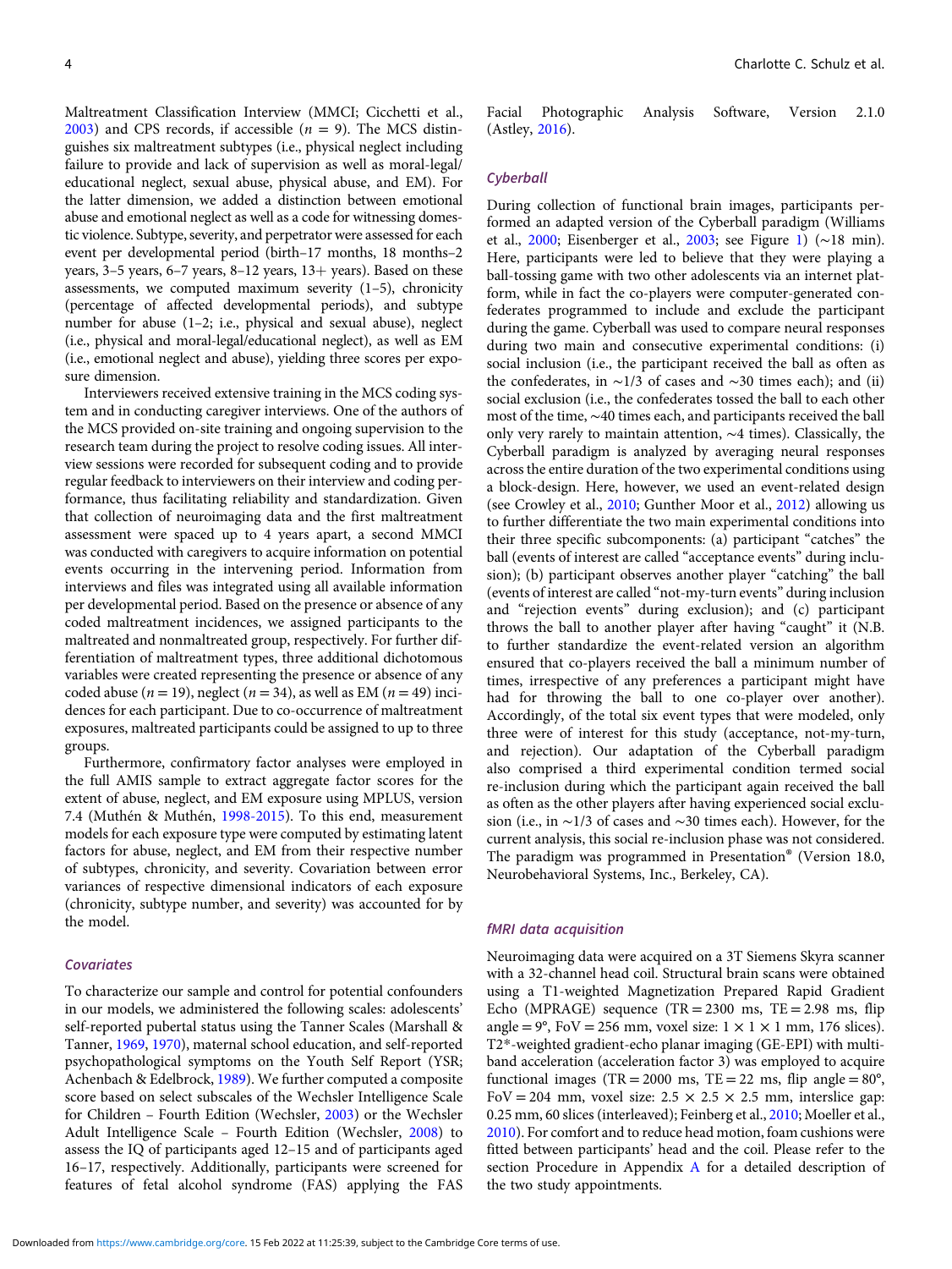Maltreatment Classification Interview (MMCI; Cicchetti et al., 2003) and CPS records, if accessible ($n$ = 9). The MCS distinguishes six maltreatment subtypes (i.e., physical neglect including failure to provide and lack of supervision as well as moral-legal/educational neglect, sexual abuse, physical abuse, and EM). For the latter dimension, we added a distinction between emotional abuse and emotional neglect as well as a code for witnessing domestic violence. Subtype, severity, and perpetrator were assessed for each event per developmental period (birth–17 months, 18 months–2 years, 3–5 years, 6–7 years, 8–12 years, 13+ years). Based on these assessments, we computed maximum severity (1–5), chronicity (percentage of affected developmental periods), and subtype number for abuse (1–2; i.e., physical and sexual abuse), neglect (i.e., physical and moral-legal/educational neglect), as well as EM (i.e., emotional neglect and abuse), yielding three scores per exposure dimension.

Interviewers received extensive training in the MCS coding system and in conducting caregiver interviews. One of the authors of the MCS provided on-site training and ongoing supervision to the research team during the project to resolve coding issues. All interview sessions were recorded for subsequent coding and to provide regular feedback to interviewers on their interview and coding performance, thus facilitating reliability and standardization. Given that collection of neuroimaging data and the first maltreatment assessment were spaced up to 4 years apart, a second MMCI was conducted with caregivers to acquire information on potential events occurring in the intervening period. Information from interviews and files was integrated using all available information per developmental period. Based on the presence or absence of any coded maltreatment incidences, we assigned participants to the maltreated and nonmaltreated group, respectively. For further differentiation of maltreatment types, three additional dichotomous variables were created representing the presence or absence of any coded abuse ($n$ = 19), neglect ($n$ = 34), as well as EM ($n$ = 49) incidences for each participant. Due to co-occurrence of maltreatment exposures, maltreated participants could be assigned to up to three groups.

Furthermore, confirmatory factor analyses were employed in the full AMIS sample to extract aggregate factor scores for the extent of abuse, neglect, and EM exposure using MPLUS, version 7.4 (Muthén & Muthén, 1998-2015). To this end, measurement models for each exposure type were computed by estimating latent factors for abuse, neglect, and EM from their respective number of subtypes, chronicity, and severity. Covariation between error variances of respective dimensional indicators of each exposure (chronicity, subtype number, and severity) was accounted for by the model.

### *Covariates*

To characterize our sample and control for potential confounders in our models, we administered the following scales: adolescents' self-reported pubertal status using the Tanner Scales (Marshall & Tanner, 1969, 1970), maternal school education, and self-reported psychopathological symptoms on the Youth Self Report (YSR; Achenbach & Edelbrock, 1989). We further computed a composite score based on select subscales of the Wechsler Intelligence Scale for Children – Fourth Edition (Wechsler, 2003) or the Wechsler Adult Intelligence Scale – Fourth Edition (Wechsler, 2008) to assess the IQ of participants aged 12–15 and of participants aged 16–17, respectively. Additionally, participants were screened for features of fetal alcohol syndrome (FAS) applying the FAS Facial Photographic Analysis Software, Version 2.1.0 (Astley, 2016).

### *Cyberball*

During collection of functional brain images, participants performed an adapted version of the Cyberball paradigm (Williams et al., 2000; Eisenberger et al., 2003; see Figure 1) (~18 min). Here, participants were led to believe that they were playing a ball-tossing game with two other adolescents via an internet platform, while in fact the co-players were computer-generated confederates programmed to include and exclude the participant during the game. Cyberball was used to compare neural responses during two main and consecutive experimental conditions: (i) social inclusion (i.e., the participant received the ball as often as the confederates, in ~1/3 of cases and ~30 times each); and (ii) social exclusion (i.e., the confederates tossed the ball to each other most of the time, ~40 times each, and participants received the ball only very rarely to maintain attention, ~4 times). Classically, the Cyberball paradigm is analyzed by averaging neural responses across the entire duration of the two experimental conditions using a block-design. Here, however, we used an event-related design (see Crowley et al., 2010; Gunther Moor et al., 2012) allowing us to further differentiate the two main experimental conditions into their three specific subcomponents: (a) participant "catches" the ball (events of interest are called "acceptance events" during inclusion); (b) participant observes another player "catching" the ball (events of interest are called "not-my-turn events" during inclusion and "rejection events" during exclusion); and (c) participant throws the ball to another player after having "caught" it (N.B. to further standardize the event-related version an algorithm ensured that co-players received the ball a minimum number of times, irrespective of any preferences a participant might have had for throwing the ball to one co-player over another). Accordingly, of the total six event types that were modeled, only three were of interest for this study (acceptance, not-my-turn, and rejection). Our adaptation of the Cyberball paradigm also comprised a third experimental condition termed social re-inclusion during which the participant again received the ball as often as the other players after having experienced social exclusion (i.e., in ~1/3 of cases and ~30 times each). However, for the current analysis, this social re-inclusion phase was not considered. The paradigm was programmed in Presentation® (Version 18.0, Neurobehavioral Systems, Inc., Berkeley, CA).

### *fMRI data acquisition*

Neuroimaging data were acquired on a 3T Siemens Skyra scanner with a 32-channel head coil. Structural brain scans were obtained using a T1-weighted Magnetization Prepared Rapid Gradient Echo (MPRAGE) sequence (TR = 2300 ms, TE = 2.98 ms, flip angle = 9°, FoV = 256 mm, voxel size: 1 × 1 × 1 mm, 176 slices). T2*-weighted gradient-echo planar imaging (GE-EPI) with multiband acceleration (acceleration factor 3) was employed to acquire functional images (TR = 2000 ms, TE = 22 ms, flip angle = 80°, FoV = 204 mm, voxel size: 2.5 × 2.5 × 2.5 mm, interslice gap: 0.25 mm, 60 slices (interleaved); Feinberg et al., 2010; Moeller et al., 2010). For comfort and to reduce head motion, foam cushions were fitted between participants' head and the coil. Please refer to the section Procedure in Appendix A for a detailed description of the two study appointments.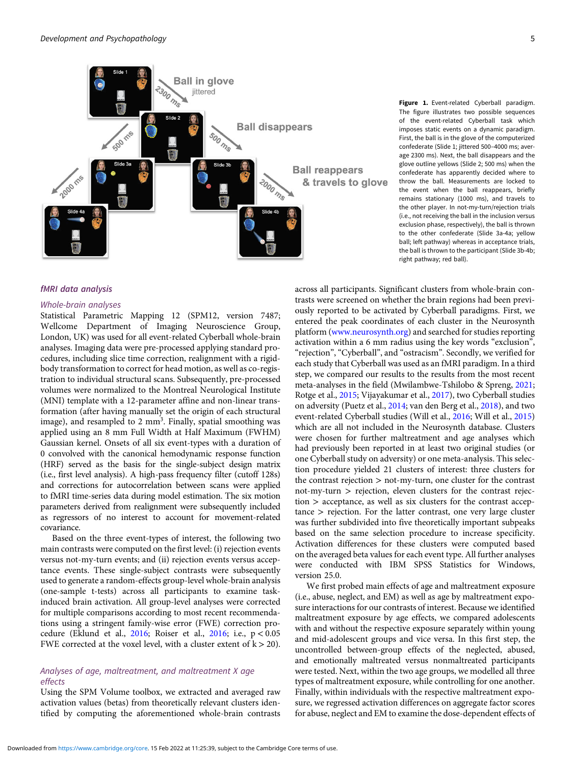Figure 1. Event-related Cyberball paradigm. The figure illustrates two possible sequences of the event-related Cyberball task which imposes static events on a dynamic paradigm. First, the ball is in the glove of the computerized confederate (Slide 1; jittered 500–4000 ms; average 2300 ms). Next, the ball disappears and the glove outline yellows (Slide 2; 500 ms) when the confederate has apparently decided where to throw the ball. Measurements are locked to the event when the ball reappears, briefly remains stationary (1000 ms), and travels to the other player. In not-my-turn/rejection trials (i.e., not receiving the ball in the inclusion versus exclusion phase, respectively), the ball is thrown to the other confederate (Slide 3a-4a; yellow ball; left pathway) whereas in acceptance trials, the ball is thrown to the participant (Slide 3b-4b; right pathway; red ball).

### *fMRI data analysis*

#### *Whole-brain analyses*

Statistical Parametric Mapping 12 (SPM12, version 7487; Wellcome Department of Imaging Neuroscience Group, London, UK) was used for all event-related Cyberball whole-brain analyses. Imaging data were pre-processed applying standard procedures, including slice time correction, realignment with a rigid-body transformation to correct for head motion, as well as co-registration to individual structural scans. Subsequently, pre-processed volumes were normalized to the Montreal Neurological Institute (MNI) template with a 12-parameter affine and non-linear transformation (after having manually set the origin of each structural image), and resampled to 2 mm$^3$. Finally, spatial smoothing was applied using an 8 mm Full Width at Half Maximum (FWHM) Gaussian kernel. Onsets of all six event-types with a duration of 0 convolved with the canonical hemodynamic response function (HRF) served as the basis for the single-subject design matrix (i.e., first level analysis). A high-pass frequency filter (cutoff 128s) and corrections for autocorrelation between scans were applied to fMRI time-series data during model estimation. The six motion parameters derived from realignment were subsequently included as regressors of no interest to account for movement-related covariance.

Based on the three event-types of interest, the following two main contrasts were computed on the first level: (i) rejection events versus not-my-turn events; and (ii) rejection events versus acceptance events. These single-subject contrasts were subsequently used to generate a random-effects group-level whole-brain analysis (one-sample t-tests) across all participants to examine task-induced brain activation. All group-level analyses were corrected for multiple comparisons according to most recent recommendations using a stringent family-wise error (FWE) correction procedure (Eklund et al., 2016; Roiser et al., 2016; i.e., $p < 0.05$ FWE corrected at the voxel level, with a cluster extent of $k > 20$).

#### *Analyses of age, maltreatment, and maltreatment X age effects*

Using the SPM Volume toolbox, we extracted and averaged raw activation values (betas) from theoretically relevant clusters identified by computing the aforementioned whole-brain contrasts across all participants. Significant clusters from whole-brain contrasts were screened on whether the brain regions had been previously reported to be activated by Cyberball paradigms. First, we entered the peak coordinates of each cluster in the Neurosynth platform (www.neurosynth.org) and searched for studies reporting activation within a 6 mm radius using the key words "exclusion", "rejection", "Cyberball", and "ostracism". Secondly, we verified for each study that Cyberball was used as an fMRI paradigm. In a third step, we compared our results to the results from the most recent meta-analyses in the field (Mwilambwe-Tshilobo & Spreng, 2021; Rotge et al., 2015; Vijayakumar et al., 2017), two Cyberball studies on adversity (Puetz et al., 2014; van den Berg et al., 2018), and two event-related Cyberball studies (Will et al., 2016; Will et al., 2015) which are all not included in the Neurosynth database. Clusters were chosen for further maltreatment and age analyses which had previously been reported in at least two original studies (or one Cyberball study on adversity) or one meta-analysis. This selection procedure yielded 21 clusters of interest: three clusters for the contrast rejection > not-my-turn, one cluster for the contrast not-my-turn > rejection, eleven clusters for the contrast rejection > acceptance, as well as six clusters for the contrast acceptance > rejection. For the latter contrast, one very large cluster was further subdivided into five theoretically important subpeaks based on the same selection procedure to increase specificity. Activation differences for these clusters were computed based on the averaged beta values for each event type. All further analyses were conducted with IBM SPSS Statistics for Windows, version 25.0.

We first probed main effects of age and maltreatment exposure (i.e., abuse, neglect, and EM) as well as age by maltreatment exposure interactions for our contrasts of interest. Because we identified maltreatment exposure by age effects, we compared adolescents with and without the respective exposure separately within young and mid-adolescent groups and vice versa. In this first step, the uncontrolled between-group effects of the neglected, abused, and emotionally maltreated versus nonmaltreated participants were tested. Next, within the two age groups, we modelled all three types of maltreatment exposure, while controlling for one another. Finally, within individuals with the respective maltreatment exposure, we regressed activation differences on aggregate factor scores for abuse, neglect and EM to examine the dose-dependent effects of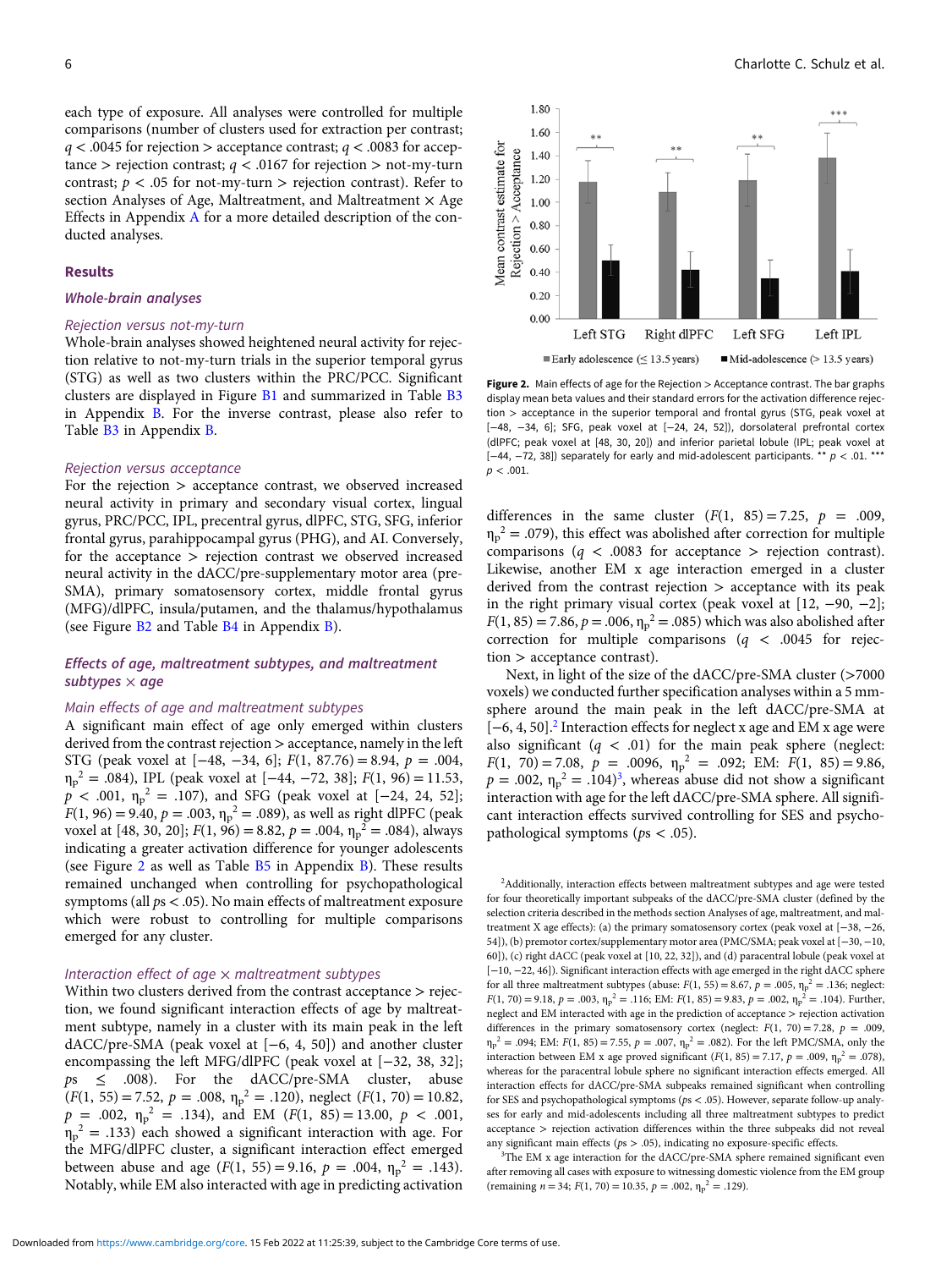each type of exposure. All analyses were controlled for multiple comparisons (number of clusters used for extraction per contrast; $q < .0045$ for rejection > acceptance contrast; $q < .0083$ for acceptance > rejection contrast; $q < .0167$ for rejection > not-my-turn contrast; $p < .05$ for not-my-turn > rejection contrast). Refer to section Analyses of Age, Maltreatment, and Maltreatment × Age Effects in Appendix A for a more detailed description of the conducted analyses.

## Results

### Whole-brain analyses

#### Rejection versus not-my-turn

Whole-brain analyses showed heightened neural activity for rejection relative to not-my-turn trials in the superior temporal gyrus (STG) as well as two clusters within the PRC/PCC. Significant clusters are displayed in Figure B1 and summarized in Table B3 in Appendix B. For the inverse contrast, please also refer to Table B3 in Appendix B.

#### Rejection versus acceptance

For the rejection > acceptance contrast, we observed increased neural activity in primary and secondary visual cortex, lingual gyrus, PRC/PCC, IPL, precentral gyrus, dlPFC, STG, SFG, inferior frontal gyrus, parahippocampal gyrus (PHG), and AI. Conversely, for the acceptance > rejection contrast we observed increased neural activity in the dACC/pre-supplementary motor area (pre-SMA), primary somatosensory cortex, middle frontal gyrus (MFG)/dlPFC, insula/putamen, and the thalamus/hypothalamus (see Figure B2 and Table B4 in Appendix B).

### Effects of age, maltreatment subtypes, and maltreatment subtypes × age

#### Main effects of age and maltreatment subtypes

A significant main effect of age only emerged within clusters derived from the contrast rejection > acceptance, namely in the left STG (peak voxel at [−48, −34, 6]; $F(1, 87.76) = 8.94$, $p = .004$, $\eta_p^2 = .084$), IPL (peak voxel at [−44, −72, 38]; $F(1, 96) = 11.53$, $p < .001$, $\eta_p^2 = .107$), and SFG (peak voxel at [−24, 24, 52]; $F(1, 96) = 9.40$, $p = .003$, $\eta_p^2 = .089$), as well as right dlPFC (peak voxel at [48, 30, 20]; $F(1, 96) = 8.82$, $p = .004$, $\eta_p^2 = .084$), always indicating a greater activation difference for younger adolescents (see Figure 2 as well as Table B5 in Appendix B). These results remained unchanged when controlling for psychopathological symptoms (all $ps < .05$). No main effects of maltreatment exposure which were robust to controlling for multiple comparisons emerged for any cluster.

#### Interaction effect of age × maltreatment subtypes

Within two clusters derived from the contrast acceptance > rejection, we found significant interaction effects of age by maltreatment subtype, namely in a cluster with its main peak in the left dACC/pre-SMA (peak voxel at [−6, 4, 50]) and another cluster encompassing the left MFG/dlPFC (peak voxel at [−32, 38, 32]; $ps \leq .008$). For the dACC/pre-SMA cluster, abuse ($F(1, 55) = 7.52$, $p = .008$, $\eta_p^2 = .120$), neglect ($F(1, 70) = 10.82$, $p = .002$, $\eta_p^2 = .134$), and EM ($F(1, 85) = 13.00$, $p < .001$, $\eta_p^2 = .133$) each showed a significant interaction with age. For the MFG/dlPFC cluster, a significant interaction effect emerged between abuse and age ($F(1, 55) = 9.16$, $p = .004$, $\eta_p^2 = .143$). Notably, while EM also interacted with age in predicting activation differences in the same cluster ($F(1, 85) = 7.25$, $p = .009$, $\eta_p^2 = .079$), this effect was abolished after correction for multiple comparisons ($q < .0083$ for acceptance > rejection contrast). Likewise, another EM x age interaction emerged in a cluster derived from the contrast rejection > acceptance with its peak in the right primary visual cortex (peak voxel at [12, −90, −2]; $F(1, 85) = 7.86$, $p = .006$, $\eta_p^2 = .085$) which was also abolished after correction for multiple comparisons ($q < .0045$ for rejection > acceptance contrast).

Next, in light of the size of the dACC/pre-SMA cluster (>7000 voxels) we conducted further specification analyses within a 5 mm-sphere around the main peak in the left dACC/pre-SMA at [−6, 4, 50].[2] Interaction effects for neglect x age and EM x age were also significant ($q < .01$) for the main peak sphere (neglect: $F(1, 70) = 7.08$, $p = .0096$, $\eta_p^2 = .092$; EM: $F(1, 85) = 9.86$, $p = .002$, $\eta_p^2 = .104$)[3], whereas abuse did not show a significant interaction with age for the left dACC/pre-SMA sphere. All significant interaction effects survived controlling for SES and psychopathological symptoms ($ps < .05$).

Figure 2. Main effects of age for the Rejection > Acceptance contrast. The bar graphs display mean beta values and their standard errors for the activation difference rejection > acceptance in the superior temporal and frontal gyrus (STG, peak voxel at [−48, −34, 6]; SFG, peak voxel at [−24, 24, 52]), dorsolateral prefrontal cortex (dlPFC; peak voxel at [48, 30, 20]) and inferior parietal lobule (IPL; peak voxel at [−44, −72, 38]) separately for early and mid-adolescent participants. ** $p < .01$. *** $p < .001$.

[2]Additionally, interaction effects between maltreatment subtypes and age were tested for four theoretically important subpeaks of the dACC/pre-SMA cluster (defined by the selection criteria described in the methods section Analyses of age, maltreatment, and maltreatment X age effects): (a) the primary somatosensory cortex (peak voxel at [−38, −26, 54]), (b) premotor cortex/supplementary motor area (PMC/SMA; peak voxel at [−30, −10, 60]), (c) right dACC (peak voxel at [10, 22, 32]), and (d) paracentral lobule (peak voxel at [−10, −22, 46]). Significant interaction effects with age emerged in the right dACC sphere for all three maltreatment subtypes (abuse: $F(1, 55) = 8.67$, $p = .005$, $\eta_p^2 = .136$; neglect: $F(1, 70) = 9.18$, $p = .003$, $\eta_p^2 = .116$; EM: $F(1, 85) = 9.83$, $p = .002$, $\eta_p^2 = .104$). Further, neglect and EM interacted with age in the prediction of acceptance > rejection activation differences in the primary somatosensory cortex (neglect: $F(1, 70) = 7.28$, $p = .009$, $\eta_p^2 = .094$; EM: $F(1, 85) = 7.55$, $p = .007$, $\eta_p^2 = .082$). For the left PMC/SMA, only the interaction between EM x age proved significant ($F(1, 85) = 7.17$, $p = .009$, $\eta_p^2 = .078$), whereas for the paracentral lobule sphere no significant interaction effects emerged. All interaction effects for dACC/pre-SMA subpeaks remained significant when controlling for SES and psychopathological symptoms ($ps < .05$). However, separate follow-up analyses for early and mid-adolescents including all three maltreatment subtypes to predict acceptance > rejection activation differences within the three subpeaks did not reveal any significant main effects ($ps > .05$), indicating no exposure-specific effects.

[3]The EM x age interaction for the dACC/pre-SMA sphere remained significant even after removing all cases with exposure to witnessing domestic violence from the EM group (remaining $n = 34$; $F(1, 70) = 10.35$, $p = .002$, $\eta_p^2 = .129$).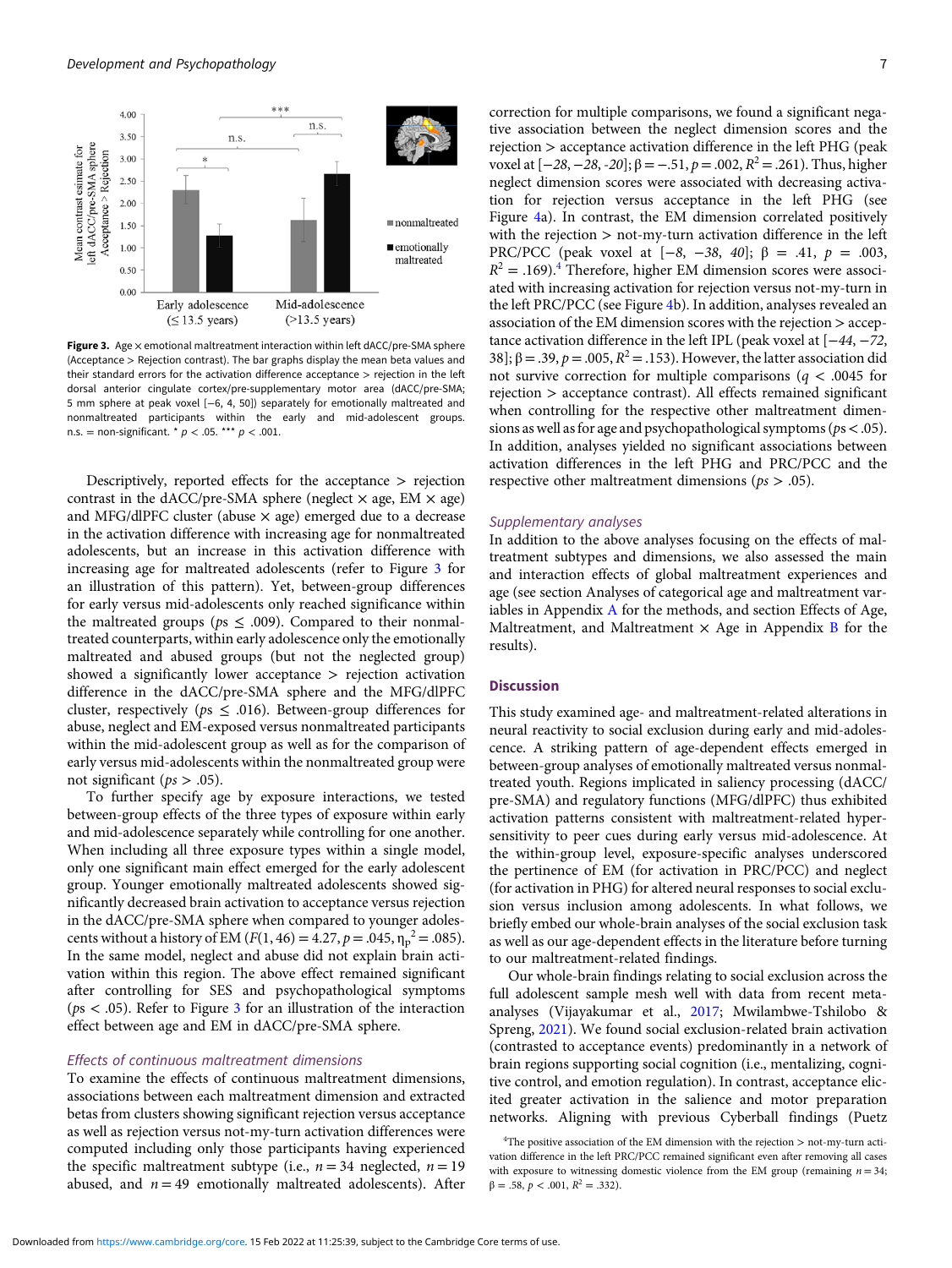**Figure 3.** Age × emotional maltreatment interaction within left dACC/pre-SMA sphere (Acceptance > Rejection contrast). The bar graphs display the mean beta values and their standard errors for the activation difference acceptance > rejection in the left dorsal anterior cingulate cortex/pre-supplementary motor area (dACC/pre-SMA; 5 mm sphere at peak voxel [−6, 4, 50]) separately for emotionally maltreated and nonmaltreated participants within the early and mid-adolescent groups. n.s. = non-significant. * $p$ < .05. *** $p$ < .001.

Descriptively, reported effects for the acceptance > rejection contrast in the dACC/pre-SMA sphere (neglect × age, EM × age) and MFG/dlPFC cluster (abuse × age) emerged due to a decrease in the activation difference with increasing age for nonmaltreated adolescents, but an increase in this activation difference with increasing age for maltreated adolescents (refer to Figure 3 for an illustration of this pattern). Yet, between-group differences for early versus mid-adolescents only reached significance within the maltreated groups ($ps \leq .009$). Compared to their nonmaltreated counterparts, within early adolescence only the emotionally maltreated and abused groups (but not the neglected group) showed a significantly lower acceptance > rejection activation difference in the dACC/pre-SMA sphere and the MFG/dlPFC cluster, respectively ($ps \leq .016$). Between-group differences for abuse, neglect and EM-exposed versus nonmaltreated participants within the mid-adolescent group as well as for the comparison of early versus mid-adolescents within the nonmaltreated group were not significant ($ps > .05$).

To further specify age by exposure interactions, we tested between-group effects of the three types of exposure within early and mid-adolescence separately while controlling for one another. When including all three exposure types within a single model, only one significant main effect emerged for the early adolescent group. Younger emotionally maltreated adolescents showed significantly decreased brain activation to acceptance versus rejection in the dACC/pre-SMA sphere when compared to younger adolescents without a history of EM ($F(1, 46) = 4.27$, $p = .045$, $\eta_p^2 = .085$). In the same model, neglect and abuse did not explain brain activation within this region. The above effect remained significant after controlling for SES and psychopathological symptoms ($ps < .05$). Refer to Figure 3 for an illustration of the interaction effect between age and EM in dACC/pre-SMA sphere.

### *Effects of continuous maltreatment dimensions*

To examine the effects of continuous maltreatment dimensions, associations between each maltreatment dimension and extracted betas from clusters showing significant rejection versus acceptance as well as rejection versus not-my-turn activation differences were computed including only those participants having experienced the specific maltreatment subtype (i.e., $n = 34$ neglected, $n = 19$ abused, and $n = 49$ emotionally maltreated adolescents). After correction for multiple comparisons, we found a significant negative association between the neglect dimension scores and the rejection > acceptance activation difference in the left PHG (peak voxel at [*−28, −28, -20*]; $\beta = -.51$, $p = .002$, $R^2 = .261$). Thus, higher neglect dimension scores were associated with decreasing activation for rejection versus acceptance in the left PHG (see Figure 4a). In contrast, the EM dimension correlated positively with the rejection > not-my-turn activation difference in the left PRC/PCC (peak voxel at [−8, −38, 40]; $\beta = .41$, $p = .003$, $R^2 = .169$).[4] Therefore, higher EM dimension scores were associated with increasing activation for rejection versus not-my-turn in the left PRC/PCC (see Figure 4b). In addition, analyses revealed an association of the EM dimension scores with the rejection > acceptance activation difference in the left IPL (peak voxel at [−44, −72, 38]; $\beta = .39$, $p = .005$, $R^2 = .153$). However, the latter association did not survive correction for multiple comparisons ($q < .0045$ for rejection > acceptance contrast). All effects remained significant when controlling for the respective other maltreatment dimensions as well as for age and psychopathological symptoms ($ps < .05$). In addition, analyses yielded no significant associations between activation differences in the left PHG and PRC/PCC and the respective other maltreatment dimensions ($ps > .05$).

### *Supplementary analyses*

In addition to the above analyses focusing on the effects of maltreatment subtypes and dimensions, we also assessed the main and interaction effects of global maltreatment experiences and age (see section Analyses of categorical age and maltreatment variables in Appendix A for the methods, and section Effects of Age, Maltreatment, and Maltreatment × Age in Appendix B for the results).

## Discussion

This study examined age- and maltreatment-related alterations in neural reactivity to social exclusion during early and mid-adolescence. A striking pattern of age-dependent effects emerged in between-group analyses of emotionally maltreated versus nonmaltreated youth. Regions implicated in saliency processing (dACC/pre-SMA) and regulatory functions (MFG/dlPFC) thus exhibited activation patterns consistent with maltreatment-related hypersensitivity to peer cues during early versus mid-adolescence. At the within-group level, exposure-specific analyses underscored the pertinence of EM (for activation in PRC/PCC) and neglect (for activation in PHG) for altered neural responses to social exclusion versus inclusion among adolescents. In what follows, we briefly embed our whole-brain analyses of the social exclusion task as well as our age-dependent effects in the literature before turning to our maltreatment-related findings.

Our whole-brain findings relating to social exclusion across the full adolescent sample mesh well with data from recent meta-analyses (Vijayakumar et al., 2017; Mwilambwe-Tshilobo & Spreng, 2021). We found social exclusion-related brain activation (contrasted to acceptance events) predominantly in a network of brain regions supporting social cognition (i.e., mentalizing, cognitive control, and emotion regulation). In contrast, acceptance elicited greater activation in the salience and motor preparation networks. Aligning with previous Cyberball findings (Puetz

[4]The positive association of the EM dimension with the rejection > not-my-turn activation difference in the left PRC/PCC remained significant even after removing all cases with exposure to witnessing domestic violence from the EM group (remaining $n = 34$; $\beta = .58$, $p < .001$, $R^2 = .332$).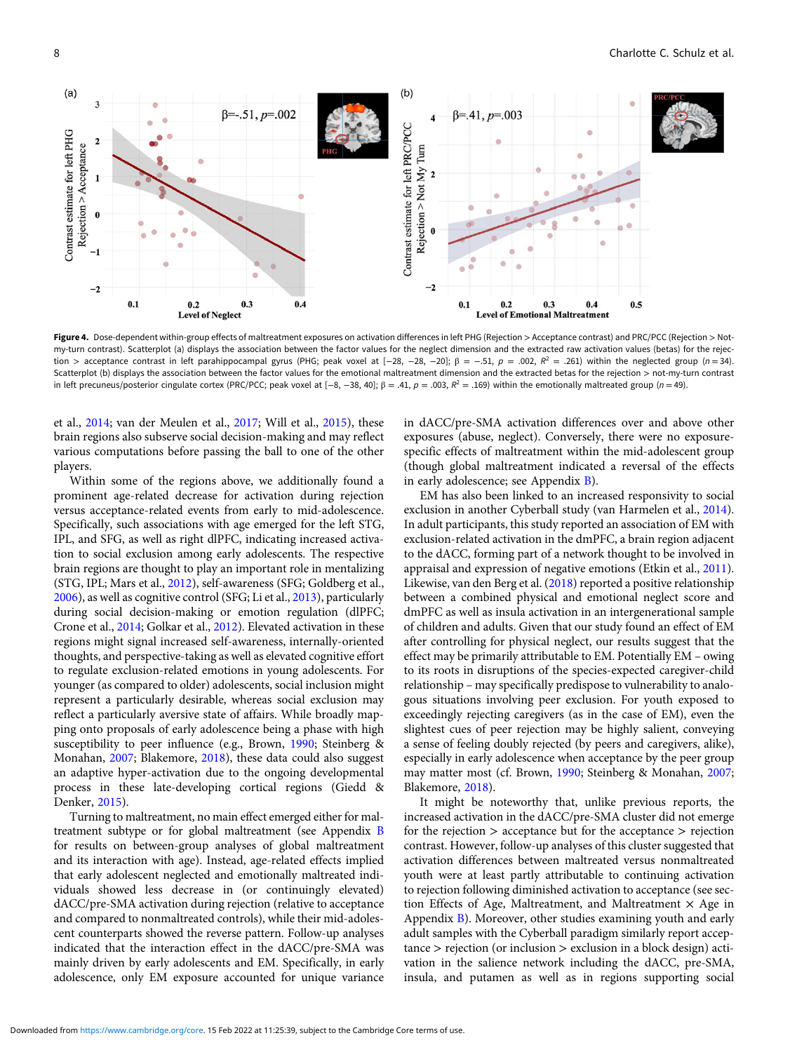**Figure 4.** Dose-dependent within-group effects of maltreatment exposures on activation differences in left PHG (Rejection > Acceptance contrast) and PRC/PCC (Rejection > Not-my-turn contrast). Scatterplot (a) displays the association between the factor values for the neglect dimension and the extracted raw activation values (betas) for the rejection > acceptance contrast in left parahippocampal gyrus (PHG; peak voxel at [−28, −28, −20]; β = −.51, $p$ = .002, $R^2$ = .261) within the neglected group ($n$ = 34). Scatterplot (b) displays the association between the factor values for the emotional maltreatment dimension and the extracted betas for the rejection > not-my-turn contrast in left precuneus/posterior cingulate cortex (PRC/PCC; peak voxel at [−8, −38, 40]; β = .41, $p$ = .003, $R^2$ = .169) within the emotionally maltreated group ($n$ = 49).

et al., 2014; van der Meulen et al., 2017; Will et al., 2015), these brain regions also subserve social decision-making and may reflect various computations before passing the ball to one of the other players.

Within some of the regions above, we additionally found a prominent age-related decrease for activation during rejection versus acceptance-related events from early to mid-adolescence. Specifically, such associations with age emerged for the left STG, IPL, and SFG, as well as right dlPFC, indicating increased activation to social exclusion among early adolescents. The respective brain regions are thought to play an important role in mentalizing (STG, IPL; Mars et al., 2012), self-awareness (SFG; Goldberg et al., 2006), as well as cognitive control (SFG; Li et al., 2013), particularly during social decision-making or emotion regulation (dlPFC; Crone et al., 2014; Golkar et al., 2012). Elevated activation in these regions might signal increased self-awareness, internally-oriented thoughts, and perspective-taking as well as elevated cognitive effort to regulate exclusion-related emotions in young adolescents. For younger (as compared to older) adolescents, social inclusion might represent a particularly desirable, whereas social exclusion may reflect a particularly aversive state of affairs. While broadly mapping onto proposals of early adolescence being a phase with high susceptibility to peer influence (e.g., Brown, 1990; Steinberg & Monahan, 2007; Blakemore, 2018), these data could also suggest an adaptive hyper-activation due to the ongoing developmental process in these late-developing cortical regions (Giedd & Denker, 2015).

Turning to maltreatment, no main effect emerged either for maltreatment subtype or for global maltreatment (see Appendix B for results on between-group analyses of global maltreatment and its interaction with age). Instead, age-related effects implied that early adolescent neglected and emotionally maltreated individuals showed less decrease in (or continuingly elevated) dACC/pre-SMA activation during rejection (relative to acceptance and compared to nonmaltreated controls), while their mid-adolescent counterparts showed the reverse pattern. Follow-up analyses indicated that the interaction effect in the dACC/pre-SMA was mainly driven by early adolescents and EM. Specifically, in early adolescence, only EM exposure accounted for unique variance in dACC/pre-SMA activation differences over and above other exposures (abuse, neglect). Conversely, there were no exposure-specific effects of maltreatment within the mid-adolescent group (though global maltreatment indicated a reversal of the effects in early adolescence; see Appendix B).

EM has also been linked to an increased responsivity to social exclusion in another Cyberball study (van Harmelen et al., 2014). In adult participants, this study reported an association of EM with exclusion-related activation in the dmPFC, a brain region adjacent to the dACC, forming part of a network thought to be involved in appraisal and expression of negative emotions (Etkin et al., 2011). Likewise, van den Berg et al. (2018) reported a positive relationship between a combined physical and emotional neglect score and dmPFC as well as insula activation in an intergenerational sample of children and adults. Given that our study found an effect of EM after controlling for physical neglect, our results suggest that the effect may be primarily attributable to EM. Potentially EM – owing to its roots in disruptions of the species-expected caregiver-child relationship – may specifically predispose to vulnerability to analogous situations involving peer exclusion. For youth exposed to exceedingly rejecting caregivers (as in the case of EM), even the slightest cues of peer rejection may be highly salient, conveying a sense of feeling doubly rejected (by peers and caregivers, alike), especially in early adolescence when acceptance by the peer group may matter most (cf. Brown, 1990; Steinberg & Monahan, 2007; Blakemore, 2018).

It might be noteworthy that, unlike previous reports, the increased activation in the dACC/pre-SMA cluster did not emerge for the rejection > acceptance but for the acceptance > rejection contrast. However, follow-up analyses of this cluster suggested that activation differences between maltreated versus nonmaltreated youth were at least partly attributable to continuing activation to rejection following diminished activation to acceptance (see section Effects of Age, Maltreatment, and Maltreatment × Age in Appendix B). Moreover, other studies examining youth and early adult samples with the Cyberball paradigm similarly report acceptance > rejection (or inclusion > exclusion in a block design) activation in the salience network including the dACC, pre-SMA, insula, and putamen as well as in regions supporting social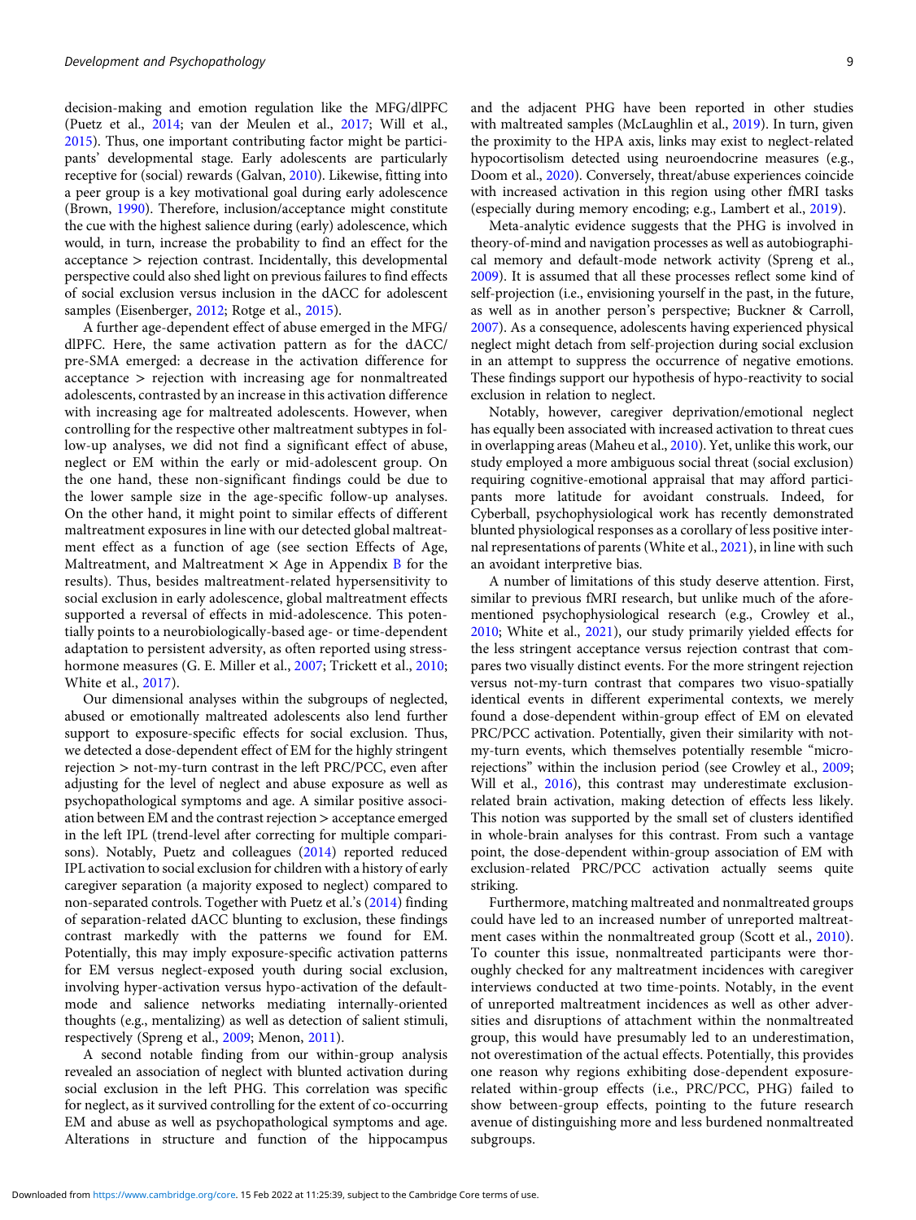decision-making and emotion regulation like the MFG/dlPFC (Puetz et al., 2014; van der Meulen et al., 2017; Will et al., 2015). Thus, one important contributing factor might be participants' developmental stage. Early adolescents are particularly receptive for (social) rewards (Galvan, 2010). Likewise, fitting into a peer group is a key motivational goal during early adolescence (Brown, 1990). Therefore, inclusion/acceptance might constitute the cue with the highest salience during (early) adolescence, which would, in turn, increase the probability to find an effect for the acceptance > rejection contrast. Incidentally, this developmental perspective could also shed light on previous failures to find effects of social exclusion versus inclusion in the dACC for adolescent samples (Eisenberger, 2012; Rotge et al., 2015).

A further age-dependent effect of abuse emerged in the MFG/dlPFC. Here, the same activation pattern as for the dACC/pre-SMA emerged: a decrease in the activation difference for acceptance > rejection with increasing age for nonmaltreated adolescents, contrasted by an increase in this activation difference with increasing age for maltreated adolescents. However, when controlling for the respective other maltreatment subtypes in follow-up analyses, we did not find a significant effect of abuse, neglect or EM within the early or mid-adolescent group. On the one hand, these non-significant findings could be due to the lower sample size in the age-specific follow-up analyses. On the other hand, it might point to similar effects of different maltreatment exposures in line with our detected global maltreatment effect as a function of age (see section Effects of Age, Maltreatment, and Maltreatment × Age in Appendix B for the results). Thus, besides maltreatment-related hypersensitivity to social exclusion in early adolescence, global maltreatment effects supported a reversal of effects in mid-adolescence. This potentially points to a neurobiologically-based age- or time-dependent adaptation to persistent adversity, as often reported using stress-hormone measures (G. E. Miller et al., 2007; Trickett et al., 2010; White et al., 2017).

Our dimensional analyses within the subgroups of neglected, abused or emotionally maltreated adolescents also lend further support to exposure-specific effects for social exclusion. Thus, we detected a dose-dependent effect of EM for the highly stringent rejection > not-my-turn contrast in the left PRC/PCC, even after adjusting for the level of neglect and abuse exposure as well as psychopathological symptoms and age. A similar positive association between EM and the contrast rejection > acceptance emerged in the left IPL (trend-level after correcting for multiple comparisons). Notably, Puetz and colleagues (2014) reported reduced IPL activation to social exclusion for children with a history of early caregiver separation (a majority exposed to neglect) compared to non-separated controls. Together with Puetz et al.'s (2014) finding of separation-related dACC blunting to exclusion, these findings contrast markedly with the patterns we found for EM. Potentially, this may imply exposure-specific activation patterns for EM versus neglect-exposed youth during social exclusion, involving hyper-activation versus hypo-activation of the default-mode and salience networks mediating internally-oriented thoughts (e.g., mentalizing) as well as detection of salient stimuli, respectively (Spreng et al., 2009; Menon, 2011).

A second notable finding from our within-group analysis revealed an association of neglect with blunted activation during social exclusion in the left PHG. This correlation was specific for neglect, as it survived controlling for the extent of co-occurring EM and abuse as well as psychopathological symptoms and age. Alterations in structure and function of the hippocampus and the adjacent PHG have been reported in other studies with maltreated samples (McLaughlin et al., 2019). In turn, given the proximity to the HPA axis, links may exist to neglect-related hypocortisolism detected using neuroendocrine measures (e.g., Doom et al., 2020). Conversely, threat/abuse experiences coincide with increased activation in this region using other fMRI tasks (especially during memory encoding; e.g., Lambert et al., 2019).

Meta-analytic evidence suggests that the PHG is involved in theory-of-mind and navigation processes as well as autobiographical memory and default-mode network activity (Spreng et al., 2009). It is assumed that all these processes reflect some kind of self-projection (i.e., envisioning yourself in the past, in the future, as well as in another person's perspective; Buckner & Carroll, 2007). As a consequence, adolescents having experienced physical neglect might detach from self-projection during social exclusion in an attempt to suppress the occurrence of negative emotions. These findings support our hypothesis of hypo-reactivity to social exclusion in relation to neglect.

Notably, however, caregiver deprivation/emotional neglect has equally been associated with increased activation to threat cues in overlapping areas (Maheu et al., 2010). Yet, unlike this work, our study employed a more ambiguous social threat (social exclusion) requiring cognitive-emotional appraisal that may afford participants more latitude for avoidant construals. Indeed, for Cyberball, psychophysiological work has recently demonstrated blunted physiological responses as a corollary of less positive internal representations of parents (White et al., 2021), in line with such an avoidant interpretive bias.

A number of limitations of this study deserve attention. First, similar to previous fMRI research, but unlike much of the aforementioned psychophysiological research (e.g., Crowley et al., 2010; White et al., 2021), our study primarily yielded effects for the less stringent acceptance versus rejection contrast that compares two visually distinct events. For the more stringent rejection versus not-my-turn contrast that compares two visuo-spatially identical events in different experimental contexts, we merely found a dose-dependent within-group effect of EM on elevated PRC/PCC activation. Potentially, given their similarity with not-my-turn events, which themselves potentially resemble "micro-rejections" within the inclusion period (see Crowley et al., 2009; Will et al., 2016), this contrast may underestimate exclusion-related brain activation, making detection of effects less likely. This notion was supported by the small set of clusters identified in whole-brain analyses for this contrast. From such a vantage point, the dose-dependent within-group association of EM with exclusion-related PRC/PCC activation actually seems quite striking.

Furthermore, matching maltreated and nonmaltreated groups could have led to an increased number of unreported maltreatment cases within the nonmaltreated group (Scott et al., 2010). To counter this issue, nonmaltreated participants were thoroughly checked for any maltreatment incidences with caregiver interviews conducted at two time-points. Notably, in the event of unreported maltreatment incidences as well as other adversities and disruptions of attachment within the nonmaltreated group, this would have presumably led to an underestimation, not overestimation of the actual effects. Potentially, this provides one reason why regions exhibiting dose-dependent exposure-related within-group effects (i.e., PRC/PCC, PHG) failed to show between-group effects, pointing to the future research avenue of distinguishing more and less burdened nonmaltreated subgroups.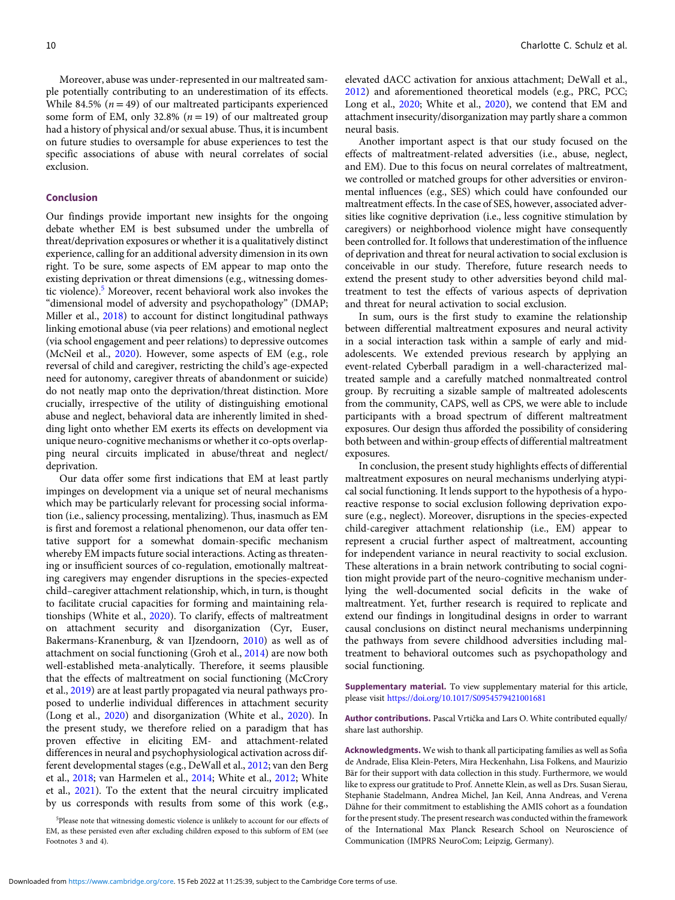Moreover, abuse was under-represented in our maltreated sample potentially contributing to an underestimation of its effects. While 84.5% ($n = 49$) of our maltreated participants experienced some form of EM, only 32.8% ($n = 19$) of our maltreated group had a history of physical and/or sexual abuse. Thus, it is incumbent on future studies to oversample for abuse experiences to test the specific associations of abuse with neural correlates of social exclusion.

## Conclusion

Our findings provide important new insights for the ongoing debate whether EM is best subsumed under the umbrella of threat/deprivation exposures or whether it is a qualitatively distinct experience, calling for an additional adversity dimension in its own right. To be sure, some aspects of EM appear to map onto the existing deprivation or threat dimensions (e.g., witnessing domestic violence).[5] Moreover, recent behavioral work also invokes the "dimensional model of adversity and psychopathology" (DMAP; Miller et al., 2018) to account for distinct longitudinal pathways linking emotional abuse (via peer relations) and emotional neglect (via school engagement and peer relations) to depressive outcomes (McNeil et al., 2020). However, some aspects of EM (e.g., role reversal of child and caregiver, restricting the child's age-expected need for autonomy, caregiver threats of abandonment or suicide) do not neatly map onto the deprivation/threat distinction. More crucially, irrespective of the utility of distinguishing emotional abuse and neglect, behavioral data are inherently limited in shedding light onto whether EM exerts its effects on development via unique neuro-cognitive mechanisms or whether it co-opts overlapping neural circuits implicated in abuse/threat and neglect/deprivation.

Our data offer some first indications that EM at least partly impinges on development via a unique set of neural mechanisms which may be particularly relevant for processing social information (i.e., saliency processing, mentalizing). Thus, inasmuch as EM is first and foremost a relational phenomenon, our data offer tentative support for a somewhat domain-specific mechanism whereby EM impacts future social interactions. Acting as threatening or insufficient sources of co-regulation, emotionally maltreating caregivers may engender disruptions in the species-expected child–caregiver attachment relationship, which, in turn, is thought to facilitate crucial capacities for forming and maintaining relationships (White et al., 2020). To clarify, effects of maltreatment on attachment security and disorganization (Cyr, Euser, Bakermans-Kranenburg, & van IJzendoorn, 2010) as well as of attachment on social functioning (Groh et al., 2014) are now both well-established meta-analytically. Therefore, it seems plausible that the effects of maltreatment on social functioning (McCrory et al., 2019) are at least partly propagated via neural pathways proposed to underlie individual differences in attachment security (Long et al., 2020) and disorganization (White et al., 2020). In the present study, we therefore relied on a paradigm that has proven effective in eliciting EM- and attachment-related differences in neural and psychophysiological activation across different developmental stages (e.g., DeWall et al., 2012; van den Berg et al., 2018; van Harmelen et al., 2014; White et al., 2012; White et al., 2021). To the extent that the neural circuitry implicated by us corresponds with results from some of this work (e.g., elevated dACC activation for anxious attachment; DeWall et al., 2012) and aforementioned theoretical models (e.g., PRC, PCC; Long et al., 2020; White et al., 2020), we contend that EM and attachment insecurity/disorganization may partly share a common neural basis.

Another important aspect is that our study focused on the effects of maltreatment-related adversities (i.e., abuse, neglect, and EM). Due to this focus on neural correlates of maltreatment, we controlled or matched groups for other adversities or environmental influences (e.g., SES) which could have confounded our maltreatment effects. In the case of SES, however, associated adversities like cognitive deprivation (i.e., less cognitive stimulation by caregivers) or neighborhood violence might have consequently been controlled for. It follows that underestimation of the influence of deprivation and threat for neural activation to social exclusion is conceivable in our study. Therefore, future research needs to extend the present study to other adversities beyond child maltreatment to test the effects of various aspects of deprivation and threat for neural activation to social exclusion.

In sum, ours is the first study to examine the relationship between differential maltreatment exposures and neural activity in a social interaction task within a sample of early and mid-adolescents. We extended previous research by applying an event-related Cyberball paradigm in a well-characterized maltreated sample and a carefully matched nonmaltreated control group. By recruiting a sizable sample of maltreated adolescents from the community, CAPS, as well as CPS, we were able to include participants with a broad spectrum of different maltreatment exposures. Our design thus afforded the possibility of considering both between and within-group effects of differential maltreatment exposures.

In conclusion, the present study highlights effects of differential maltreatment exposures on neural mechanisms underlying atypical social functioning. It lends support to the hypothesis of a hypo-reactive response to social exclusion following deprivation exposure (e.g., neglect). Moreover, disruptions in the species-expected child-caregiver attachment relationship (i.e., EM) appear to represent a crucial further aspect of maltreatment, accounting for independent variance in neural reactivity to social exclusion. These alterations in a brain network contributing to social cognition might provide part of the neuro-cognitive mechanism underlying the well-documented social deficits in the wake of maltreatment. Yet, further research is required to replicate and extend our findings in longitudinal designs in order to warrant causal conclusions on distinct neural mechanisms underpinning the pathways from severe childhood adversities including maltreatment to behavioral outcomes such as psychopathology and social functioning.

**Supplementary material.** To view supplementary material for this article, please visit https://doi.org/10.1017/S0954579421001681

**Author contributions.** Pascal Vrtička and Lars O. White contributed equally/share last authorship.

**Acknowledgments.** We wish to thank all participating families as well as Sofia de Andrade, Elisa Klein-Peters, Mira Heckenhahn, Lisa Folkens, and Maurizio Bär for their support with data collection in this study. Furthermore, we would like to express our gratitude to Prof. Annette Klein, as well as Drs. Susan Sierau, Stephanie Stadelmann, Andrea Michel, Jan Keil, Anna Andreas, and Verena Dähne for their commitment to establishing the AMIS cohort as a foundation for the present study. The present research was conducted within the framework of the International Max Planck Research School on Neuroscience of Communication (IMPRS NeuroCom; Leipzig, Germany).

[5]Please note that witnessing domestic violence is unlikely to account for our effects of EM, as these persisted even after excluding children exposed to this subform of EM (see Footnotes 3 and 4).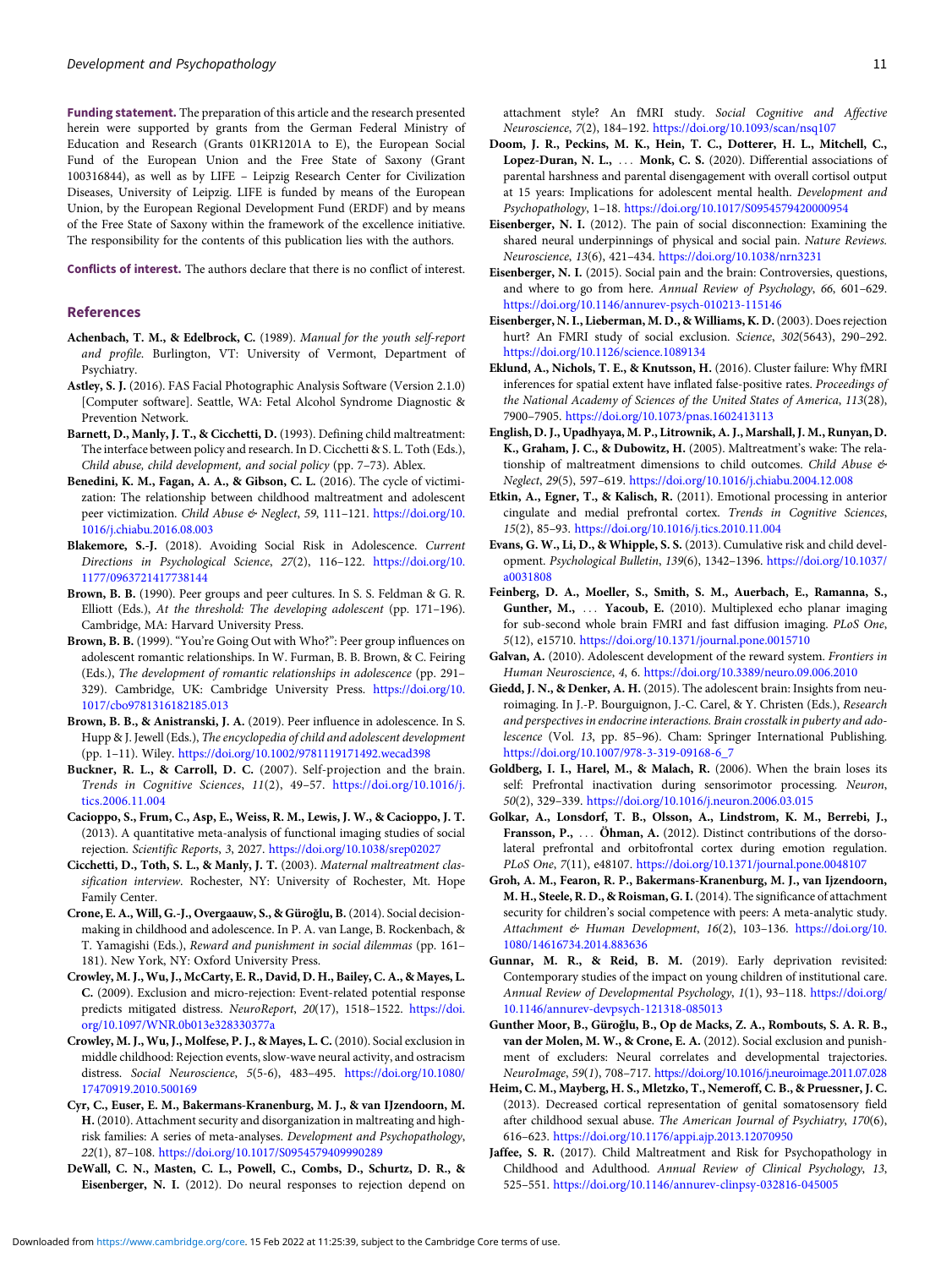**Funding statement.** The preparation of this article and the research presented herein were supported by grants from the German Federal Ministry of Education and Research (Grants 01KR1201A to E), the European Social Fund of the European Union and the Free State of Saxony (Grant 100316844), as well as by LIFE – Leipzig Research Center for Civilization Diseases, University of Leipzig. LIFE is funded by means of the European Union, by the European Regional Development Fund (ERDF) and by means of the Free State of Saxony within the framework of the excellence initiative. The responsibility for the contents of this publication lies with the authors.

**Conflicts of interest.** The authors declare that there is no conflict of interest.

## References

**Achenbach, T. M., & Edelbrock, C.** (1989). *Manual for the youth self-report and profile.* Burlington, VT: University of Vermont, Department of Psychiatry.

**Astley, S. J.** (2016). FAS Facial Photographic Analysis Software (Version 2.1.0) [Computer software]. Seattle, WA: Fetal Alcohol Syndrome Diagnostic & Prevention Network.

**Barnett, D., Manly, J. T., & Cicchetti, D.** (1993). Defining child maltreatment: The interface between policy and research. In D. Cicchetti & S. L. Toth (Eds.), *Child abuse, child development, and social policy* (pp. 7–73). Ablex.

**Benedini, K. M., Fagan, A. A., & Gibson, C. L.** (2016). The cycle of victimization: The relationship between childhood maltreatment and adolescent peer victimization. *Child Abuse & Neglect*, *59*, 111–121. https://doi.org/10.1016/j.chiabu.2016.08.003

**Blakemore, S.-J.** (2018). Avoiding Social Risk in Adolescence. *Current Directions in Psychological Science*, *27*(2), 116–122. https://doi.org/10.1177/0963721417738144

**Brown, B. B.** (1990). Peer groups and peer cultures. In S. S. Feldman & G. R. Elliott (Eds.), *At the threshold: The developing adolescent* (pp. 171–196). Cambridge, MA: Harvard University Press.

**Brown, B. B.** (1999). "You're Going Out with Who?": Peer group influences on adolescent romantic relationships. In W. Furman, B. B. Brown, & C. Feiring (Eds.), *The development of romantic relationships in adolescence* (pp. 291–329). Cambridge, UK: Cambridge University Press. https://doi.org/10.1017/cbo9781316182185.013

**Brown, B. B., & Anistranski, J. A.** (2019). Peer influence in adolescence. In S. Hupp & J. Jewell (Eds.), *The encyclopedia of child and adolescent development* (pp. 1–11). Wiley. https://doi.org/10.1002/9781119171492.wecad398

**Buckner, R. L., & Carroll, D. C.** (2007). Self-projection and the brain. *Trends in Cognitive Sciences*, *11*(2), 49–57. https://doi.org/10.1016/j.tics.2006.11.004

**Cacioppo, S., Frum, C., Asp, E., Weiss, R. M., Lewis, J. W., & Cacioppo, J. T.** (2013). A quantitative meta-analysis of functional imaging studies of social rejection. *Scientific Reports*, *3*, 2027. https://doi.org/10.1038/srep02027

**Cicchetti, D., Toth, S. L., & Manly, J. T.** (2003). *Maternal maltreatment classification interview*. Rochester, NY: University of Rochester, Mt. Hope Family Center.

**Crone, E. A., Will, G.-J., Overgaauw, S., & Güroğlu, B.** (2014). Social decision-making in childhood and adolescence. In P. A. van Lange, B. Rockenbach, & T. Yamagishi (Eds.), *Reward and punishment in social dilemmas* (pp. 161–181). New York, NY: Oxford University Press.

**Crowley, M. J., Wu, J., McCarty, E. R., David, D. H., Bailey, C. A., & Mayes, L. C.** (2009). Exclusion and micro-rejection: Event-related potential response predicts mitigated distress. *NeuroReport*, *20*(17), 1518–1522. https://doi.org/10.1097/WNR.0b013e328330377a

**Crowley, M. J., Wu, J., Molfese, P. J., & Mayes, L. C.** (2010). Social exclusion in middle childhood: Rejection events, slow-wave neural activity, and ostracism distress. *Social Neuroscience*, *5*(5-6), 483–495. https://doi.org/10.1080/17470919.2010.500169

**Cyr, C., Euser, E. M., Bakermans-Kranenburg, M. J., & van IJzendoorn, M. H.** (2010). Attachment security and disorganization in maltreating and high-risk families: A series of meta-analyses. *Development and Psychopathology*, *22*(1), 87–108. https://doi.org/10.1017/S0954579409990289

**DeWall, C. N., Masten, C. L., Powell, C., Combs, D., Schurtz, D. R., & Eisenberger, N. I.** (2012). Do neural responses to rejection depend on attachment style? An fMRI study. *Social Cognitive and Affective Neuroscience*, *7*(2), 184–192. https://doi.org/10.1093/scan/nsq107

**Doom, J. R., Peckins, M. K., Hein, T. C., Dotterer, H. L., Mitchell, C., Lopez-Duran, N. L., … Monk, C. S.** (2020). Differential associations of parental harshness and parental disengagement with overall cortisol output at 15 years: Implications for adolescent mental health. *Development and Psychopathology*, 1–18. https://doi.org/10.1017/S0954579420000954

**Eisenberger, N. I.** (2012). The pain of social disconnection: Examining the shared neural underpinnings of physical and social pain. *Nature Reviews. Neuroscience*, *13*(6), 421–434. https://doi.org/10.1038/nrn3231

**Eisenberger, N. I.** (2015). Social pain and the brain: Controversies, questions, and where to go from here. *Annual Review of Psychology*, *66*, 601–629. https://doi.org/10.1146/annurev-psych-010213-115146

**Eisenberger, N. I., Lieberman, M. D., & Williams, K. D.** (2003). Does rejection hurt? An FMRI study of social exclusion. *Science*, *302*(5643), 290–292. https://doi.org/10.1126/science.1089134

**Eklund, A., Nichols, T. E., & Knutsson, H.** (2016). Cluster failure: Why fMRI inferences for spatial extent have inflated false-positive rates. *Proceedings of the National Academy of Sciences of the United States of America*, *113*(28), 7900–7905. https://doi.org/10.1073/pnas.1602413113

**English, D. J., Upadhyaya, M. P., Litrownik, A. J., Marshall, J. M., Runyan, D. K., Graham, J. C., & Dubowitz, H.** (2005). Maltreatment's wake: The relationship of maltreatment dimensions to child outcomes. *Child Abuse & Neglect*, *29*(5), 597–619. https://doi.org/10.1016/j.chiabu.2004.12.008

**Etkin, A., Egner, T., & Kalisch, R.** (2011). Emotional processing in anterior cingulate and medial prefrontal cortex. *Trends in Cognitive Sciences*, *15*(2), 85–93. https://doi.org/10.1016/j.tics.2010.11.004

**Evans, G. W., Li, D., & Whipple, S. S.** (2013). Cumulative risk and child development. *Psychological Bulletin*, *139*(6), 1342–1396. https://doi.org/10.1037/a0031808

**Feinberg, D. A., Moeller, S., Smith, S. M., Auerbach, E., Ramanna, S., Gunther, M., … Yacoub, E.** (2010). Multiplexed echo planar imaging for sub-second whole brain FMRI and fast diffusion imaging. *PLoS One*, *5*(12), e15710. https://doi.org/10.1371/journal.pone.0015710

**Galvan, A.** (2010). Adolescent development of the reward system. *Frontiers in Human Neuroscience*, *4*, 6. https://doi.org/10.3389/neuro.09.006.2010

**Giedd, J. N., & Denker, A. H.** (2015). The adolescent brain: Insights from neuroimaging. In J.-P. Bourguignon, J.-C. Carel, & Y. Christen (Eds.), *Research and perspectives in endocrine interactions. Brain crosstalk in puberty and adolescence* (Vol. *13*, pp. 85–96). Cham: Springer International Publishing. https://doi.org/10.1007/978-3-319-09168-6_7

**Goldberg, I. I., Harel, M., & Malach, R.** (2006). When the brain loses its self: Prefrontal inactivation during sensorimotor processing. *Neuron*, *50*(2), 329–339. https://doi.org/10.1016/j.neuron.2006.03.015

**Golkar, A., Lonsdorf, T. B., Olsson, A., Lindstrom, K. M., Berrebi, J., Fransson, P., … Öhman, A.** (2012). Distinct contributions of the dorsolateral prefrontal and orbitofrontal cortex during emotion regulation. *PLoS One*, *7*(11), e48107. https://doi.org/10.1371/journal.pone.0048107

**Groh, A. M., Fearon, R. P., Bakermans-Kranenburg, M. J., van Ijzendoorn, M. H., Steele, R. D., & Roisman, G. I.** (2014). The significance of attachment security for children's social competence with peers: A meta-analytic study. *Attachment & Human Development*, *16*(2), 103–136. https://doi.org/10.1080/14616734.2014.883636

**Gunnar, M. R., & Reid, B. M.** (2019). Early deprivation revisited: Contemporary studies of the impact on young children of institutional care. *Annual Review of Developmental Psychology*, *1*(1), 93–118. https://doi.org/10.1146/annurev-devpsych-121318-085013

**Gunther Moor, B., Güroğlu, B., Op de Macks, Z. A., Rombouts, S. A. R. B., van der Molen, M. W., & Crone, E. A.** (2012). Social exclusion and punishment of excluders: Neural correlates and developmental trajectories. *NeuroImage*, *59*(1), 708–717. https://doi.org/10.1016/j.neuroimage.2011.07.028

**Heim, C. M., Mayberg, H. S., Mletzko, T., Nemeroff, C. B., & Pruessner, J. C.** (2013). Decreased cortical representation of genital somatosensory field after childhood sexual abuse. *The American Journal of Psychiatry*, *170*(6), 616–623. https://doi.org/10.1176/appi.ajp.2013.12070950

**Jaffee, S. R.** (2017). Child Maltreatment and Risk for Psychopathology in Childhood and Adulthood. *Annual Review of Clinical Psychology*, *13*, 525–551. https://doi.org/10.1146/annurev-clinpsy-032816-045005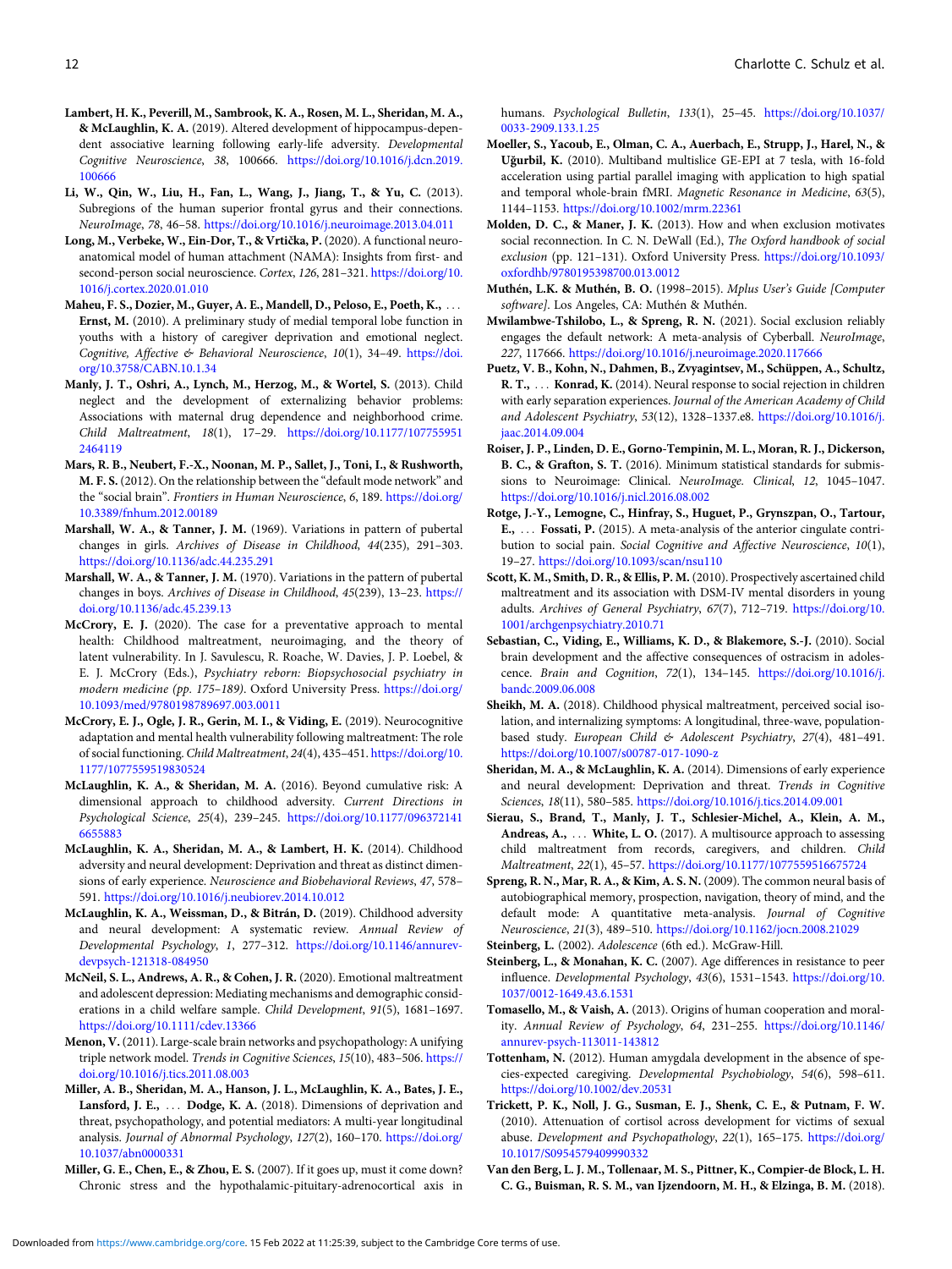**Lambert, H. K., Peverill, M., Sambrook, K. A., Rosen, M. L., Sheridan, M. A., & McLaughlin, K. A.** (2019). Altered development of hippocampus-dependent associative learning following early-life adversity. *Developmental Cognitive Neuroscience*, *38*, 100666. https://doi.org/10.1016/j.dcn.2019.100666

**Li, W., Qin, W., Liu, H., Fan, L., Wang, J., Jiang, T., & Yu, C.** (2013). Subregions of the human superior frontal gyrus and their connections. *NeuroImage*, *78*, 46–58. https://doi.org/10.1016/j.neuroimage.2013.04.011

**Long, M., Verbeke, W., Ein-Dor, T., & Vrtička, P.** (2020). A functional neuro-anatomical model of human attachment (NAMA): Insights from first- and second-person social neuroscience. *Cortex*, *126*, 281–321. https://doi.org/10.1016/j.cortex.2020.01.010

**Maheu, F. S., Dozier, M., Guyer, A. E., Mandell, D., Peloso, E., Poeth, K., . . . Ernst, M.** (2010). A preliminary study of medial temporal lobe function in youths with a history of caregiver deprivation and emotional neglect. *Cognitive, Affective & Behavioral Neuroscience*, *10*(1), 34–49. https://doi.org/10.3758/CABN.10.1.34

**Manly, J. T., Oshri, A., Lynch, M., Herzog, M., & Wortel, S.** (2013). Child neglect and the development of externalizing behavior problems: Associations with maternal drug dependence and neighborhood crime. *Child Maltreatment*, *18*(1), 17–29. https://doi.org/10.1177/1077559512464119

**Mars, R. B., Neubert, F.-X., Noonan, M. P., Sallet, J., Toni, I., & Rushworth, M. F. S.** (2012). On the relationship between the "default mode network" and the "social brain". *Frontiers in Human Neuroscience*, *6*, 189. https://doi.org/10.3389/fnhum.2012.00189

**Marshall, W. A., & Tanner, J. M.** (1969). Variations in pattern of pubertal changes in girls. *Archives of Disease in Childhood*, *44*(235), 291–303. https://doi.org/10.1136/adc.44.235.291

**Marshall, W. A., & Tanner, J. M.** (1970). Variations in the pattern of pubertal changes in boys. *Archives of Disease in Childhood*, *45*(239), 13–23. https://doi.org/10.1136/adc.45.239.13

**McCrory, E. J.** (2020). The case for a preventative approach to mental health: Childhood maltreatment, neuroimaging, and the theory of latent vulnerability. In J. Savulescu, R. Roache, W. Davies, J. P. Loebel, & E. J. McCrory (Eds.), *Psychiatry reborn: Biopsychosocial psychiatry in modern medicine (pp. 175–189)*. Oxford University Press. https://doi.org/10.1093/med/9780198789697.003.0011

**McCrory, E. J., Ogle, J. R., Gerin, M. I., & Viding, E.** (2019). Neurocognitive adaptation and mental health vulnerability following maltreatment: The role of social functioning. *Child Maltreatment*, *24*(4), 435–451. https://doi.org/10.1177/1077559519830524

**McLaughlin, K. A., & Sheridan, M. A.** (2016). Beyond cumulative risk: A dimensional approach to childhood adversity. *Current Directions in Psychological Science*, *25*(4), 239–245. https://doi.org/10.1177/0963721416655883

**McLaughlin, K. A., Sheridan, M. A., & Lambert, H. K.** (2014). Childhood adversity and neural development: Deprivation and threat as distinct dimensions of early experience. *Neuroscience and Biobehavioral Reviews*, *47*, 578–591. https://doi.org/10.1016/j.neubiorev.2014.10.012

**McLaughlin, K. A., Weissman, D., & Bitrán, D.** (2019). Childhood adversity and neural development: A systematic review. *Annual Review of Developmental Psychology*, *1*, 277–312. https://doi.org/10.1146/annurev-devpsych-121318-084950

**McNeil, S. L., Andrews, A. R., & Cohen, J. R.** (2020). Emotional maltreatment and adolescent depression: Mediating mechanisms and demographic considerations in a child welfare sample. *Child Development*, *91*(5), 1681–1697. https://doi.org/10.1111/cdev.13366

**Menon, V.** (2011). Large-scale brain networks and psychopathology: A unifying triple network model. *Trends in Cognitive Sciences*, *15*(10), 483–506. https://doi.org/10.1016/j.tics.2011.08.003

**Miller, A. B., Sheridan, M. A., Hanson, J. L., McLaughlin, K. A., Bates, J. E., Lansford, J. E., . . . Dodge, K. A.** (2018). Dimensions of deprivation and threat, psychopathology, and potential mediators: A multi-year longitudinal analysis. *Journal of Abnormal Psychology*, *127*(2), 160–170. https://doi.org/10.1037/abn0000331

**Miller, G. E., Chen, E., & Zhou, E. S.** (2007). If it goes up, must it come down? Chronic stress and the hypothalamic-pituitary-adrenocortical axis in humans. *Psychological Bulletin*, *133*(1), 25–45. https://doi.org/10.1037/0033-2909.133.1.25

**Moeller, S., Yacoub, E., Olman, C. A., Auerbach, E., Strupp, J., Harel, N., & Uğurbil, K.** (2010). Multiband multislice GE-EPI at 7 tesla, with 16-fold acceleration using partial parallel imaging with application to high spatial and temporal whole-brain fMRI. *Magnetic Resonance in Medicine*, *63*(5), 1144–1153. https://doi.org/10.1002/mrm.22361

**Molden, D. C., & Maner, J. K.** (2013). How and when exclusion motivates social reconnection. In C. N. DeWall (Ed.), *The Oxford handbook of social exclusion* (pp. 121–131). Oxford University Press. https://doi.org/10.1093/oxfordhb/9780195398700.013.0012

**Muthén, L.K. & Muthén, B. O.** (1998–2015). *Mplus User's Guide [Computer software]*. Los Angeles, CA: Muthén & Muthén.

**Mwilambwe-Tshilobo, L., & Spreng, R. N.** (2021). Social exclusion reliably engages the default network: A meta-analysis of Cyberball. *NeuroImage*, *227*, 117666. https://doi.org/10.1016/j.neuroimage.2020.117666

**Puetz, V. B., Kohn, N., Dahmen, B., Zvyagintsev, M., Schüppen, A., Schultz, R. T., . . . Konrad, K.** (2014). Neural response to social rejection in children with early separation experiences. *Journal of the American Academy of Child and Adolescent Psychiatry*, *53*(12), 1328–1337.e8. https://doi.org/10.1016/j.jaac.2014.09.004

**Roiser, J. P., Linden, D. E., Gorno-Tempinin, M. L., Moran, R. J., Dickerson, B. C., & Grafton, S. T.** (2016). Minimum statistical standards for submissions to Neuroimage: Clinical. *NeuroImage. Clinical*, *12*, 1045–1047. https://doi.org/10.1016/j.nicl.2016.08.002

**Rotge, J.-Y., Lemogne, C., Hinfray, S., Huguet, P., Grynszpan, O., Tartour, E., . . . Fossati, P.** (2015). A meta-analysis of the anterior cingulate contribution to social pain. *Social Cognitive and Affective Neuroscience*, *10*(1), 19–27. https://doi.org/10.1093/scan/nsu110

**Scott, K. M., Smith, D. R., & Ellis, P. M.** (2010). Prospectively ascertained child maltreatment and its association with DSM-IV mental disorders in young adults. *Archives of General Psychiatry*, *67*(7), 712–719. https://doi.org/10.1001/archgenpsychiatry.2010.71

**Sebastian, C., Viding, E., Williams, K. D., & Blakemore, S.-J.** (2010). Social brain development and the affective consequences of ostracism in adolescence. *Brain and Cognition*, *72*(1), 134–145. https://doi.org/10.1016/j.bandc.2009.06.008

**Sheikh, M. A.** (2018). Childhood physical maltreatment, perceived social isolation, and internalizing symptoms: A longitudinal, three-wave, population-based study. *European Child & Adolescent Psychiatry*, *27*(4), 481–491. https://doi.org/10.1007/s00787-017-1090-z

**Sheridan, M. A., & McLaughlin, K. A.** (2014). Dimensions of early experience and neural development: Deprivation and threat. *Trends in Cognitive Sciences*, *18*(11), 580–585. https://doi.org/10.1016/j.tics.2014.09.001

**Sierau, S., Brand, T., Manly, J. T., Schlesier-Michel, A., Klein, A. M., Andreas, A., . . . White, L. O.** (2017). A multisource approach to assessing child maltreatment from records, caregivers, and children. *Child Maltreatment*, *22*(1), 45–57. https://doi.org/10.1177/1077559516675724

**Spreng, R. N., Mar, R. A., & Kim, A. S. N.** (2009). The common neural basis of autobiographical memory, prospection, navigation, theory of mind, and the default mode: A quantitative meta-analysis. *Journal of Cognitive Neuroscience*, *21*(3), 489–510. https://doi.org/10.1162/jocn.2008.21029

**Steinberg, L.** (2002). *Adolescence* (6th ed.). McGraw-Hill.

**Steinberg, L., & Monahan, K. C.** (2007). Age differences in resistance to peer influence. *Developmental Psychology*, *43*(6), 1531–1543. https://doi.org/10.1037/0012-1649.43.6.1531

**Tomasello, M., & Vaish, A.** (2013). Origins of human cooperation and morality. *Annual Review of Psychology*, *64*, 231–255. https://doi.org/10.1146/annurev-psych-113011-143812

**Tottenham, N.** (2012). Human amygdala development in the absence of species-expected caregiving. *Developmental Psychobiology*, *54*(6), 598–611. https://doi.org/10.1002/dev.20531

**Trickett, P. K., Noll, J. G., Susman, E. J., Shenk, C. E., & Putnam, F. W.** (2010). Attenuation of cortisol across development for victims of sexual abuse. *Development and Psychopathology*, *22*(1), 165–175. https://doi.org/10.1017/S0954579409990332

**Van den Berg, L. J. M., Tollenaar, M. S., Pittner, K., Compier-de Block, L. H. C. G., Buisman, R. S. M., van Ijzendoorn, M. H., & Elzinga, B. M.** (2018).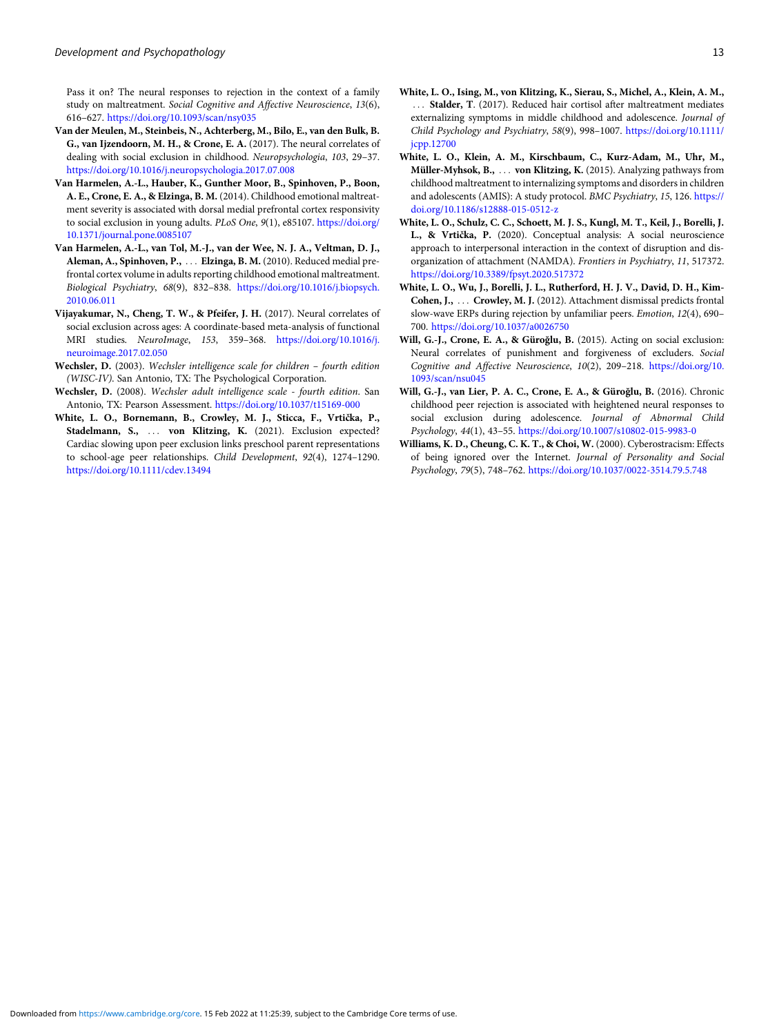Pass it on? The neural responses to rejection in the context of a family study on maltreatment. *Social Cognitive and Affective Neuroscience*, *13*(6), 616–627. https://doi.org/10.1093/scan/nsy035

**Van der Meulen, M., Steinbeis, N., Achterberg, M., Bilo, E., van den Bulk, B. G., van Ijzendoorn, M. H., & Crone, E. A.** (2017). The neural correlates of dealing with social exclusion in childhood. *Neuropsychologia*, *103*, 29–37. https://doi.org/10.1016/j.neuropsychologia.2017.07.008

**Van Harmelen, A.-L., Hauber, K., Gunther Moor, B., Spinhoven, P., Boon, A. E., Crone, E. A., & Elzinga, B. M.** (2014). Childhood emotional maltreatment severity is associated with dorsal medial prefrontal cortex responsivity to social exclusion in young adults. *PLoS One*, *9*(1), e85107. https://doi.org/10.1371/journal.pone.0085107

**Van Harmelen, A.-L., van Tol, M.-J., van der Wee, N. J. A., Veltman, D. J., Aleman, A., Spinhoven, P.,** . . . **Elzinga, B. M.** (2010). Reduced medial prefrontal cortex volume in adults reporting childhood emotional maltreatment. *Biological Psychiatry*, *68*(9), 832–838. https://doi.org/10.1016/j.biopsych.2010.06.011

**Vijayakumar, N., Cheng, T. W., & Pfeifer, J. H.** (2017). Neural correlates of social exclusion across ages: A coordinate-based meta-analysis of functional MRI studies. *NeuroImage*, *153*, 359–368. https://doi.org/10.1016/j.neuroimage.2017.02.050

**Wechsler, D.** (2003). *Wechsler intelligence scale for children – fourth edition (WISC-IV)*. San Antonio, TX: The Psychological Corporation.

**Wechsler, D.** (2008). *Wechsler adult intelligence scale - fourth edition*. San Antonio, TX: Pearson Assessment. https://doi.org/10.1037/t15169-000

**White, L. O., Bornemann, B., Crowley, M. J., Sticca, F., Vrtička, P., Stadelmann, S.,** . . . **von Klitzing, K.** (2021). Exclusion expected? Cardiac slowing upon peer exclusion links preschool parent representations to school-age peer relationships. *Child Development*, *92*(4), 1274–1290. https://doi.org/10.1111/cdev.13494

**White, L. O., Ising, M., von Klitzing, K., Sierau, S., Michel, A., Klein, A. M.,** . . . **Stalder, T.** (2017). Reduced hair cortisol after maltreatment mediates externalizing symptoms in middle childhood and adolescence. *Journal of Child Psychology and Psychiatry*, *58*(9), 998–1007. https://doi.org/10.1111/jcpp.12700

**White, L. O., Klein, A. M., Kirschbaum, C., Kurz-Adam, M., Uhr, M., Müller-Myhsok, B.,** . . . **von Klitzing, K.** (2015). Analyzing pathways from childhood maltreatment to internalizing symptoms and disorders in children and adolescents (AMIS): A study protocol. *BMC Psychiatry*, *15*, 126. https://doi.org/10.1186/s12888-015-0512-z

**White, L. O., Schulz, C. C., Schoett, M. J. S., Kungl, M. T., Keil, J., Borelli, J. L., & Vrtička, P.** (2020). Conceptual analysis: A social neuroscience approach to interpersonal interaction in the context of disruption and disorganization of attachment (NAMDA). *Frontiers in Psychiatry*, *11*, 517372. https://doi.org/10.3389/fpsyt.2020.517372

**White, L. O., Wu, J., Borelli, J. L., Rutherford, H. J. V., David, D. H., Kim-Cohen, J.,** . . . **Crowley, M. J.** (2012). Attachment dismissal predicts frontal slow-wave ERPs during rejection by unfamiliar peers. *Emotion*, *12*(4), 690–700. https://doi.org/10.1037/a0026750

**Will, G.-J., Crone, E. A., & Güroğlu, B.** (2015). Acting on social exclusion: Neural correlates of punishment and forgiveness of excluders. *Social Cognitive and Affective Neuroscience*, *10*(2), 209–218. https://doi.org/10.1093/scan/nsu045

**Will, G.-J., van Lier, P. A. C., Crone, E. A., & Güroğlu, B.** (2016). Chronic childhood peer rejection is associated with heightened neural responses to social exclusion during adolescence. *Journal of Abnormal Child Psychology*, *44*(1), 43–55. https://doi.org/10.1007/s10802-015-9983-0

**Williams, K. D., Cheung, C. K. T., & Choi, W.** (2000). Cyberostracism: Effects of being ignored over the Internet. *Journal of Personality and Social Psychology*, *79*(5), 748–762. https://doi.org/10.1037/0022-3514.79.5.748